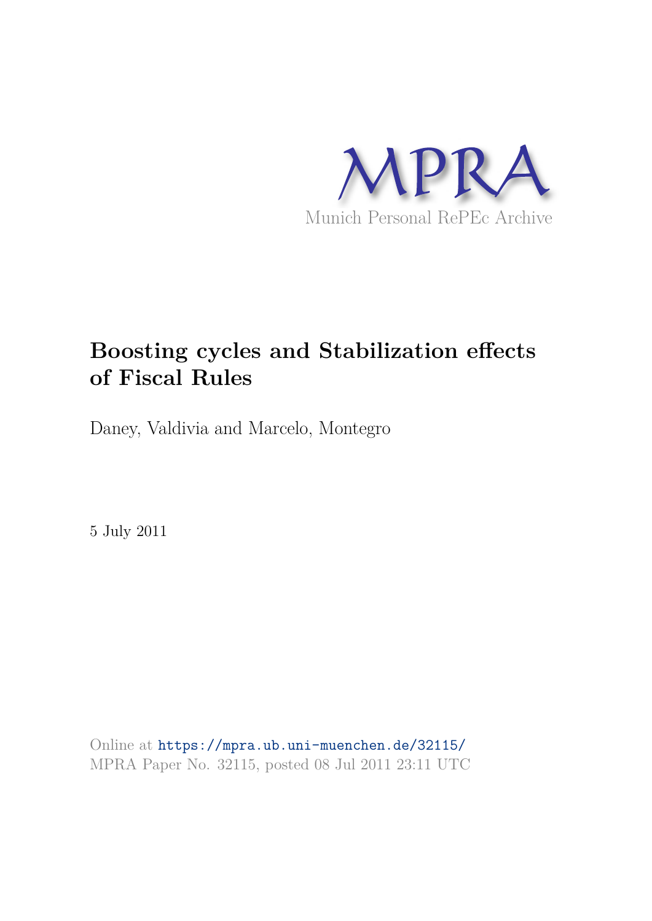MPRA

Munich Personal RePEc Archive

# Boosting cycles and Stabilization effects of Fiscal Rules

Daney, Valdivia and Marcelo, Montegro

5 July 2011

Online at https://mpra.ub.uni-muenchen.de/32115/
MPRA Paper No. 32115, posted 08 Jul 2011 23:11 UTC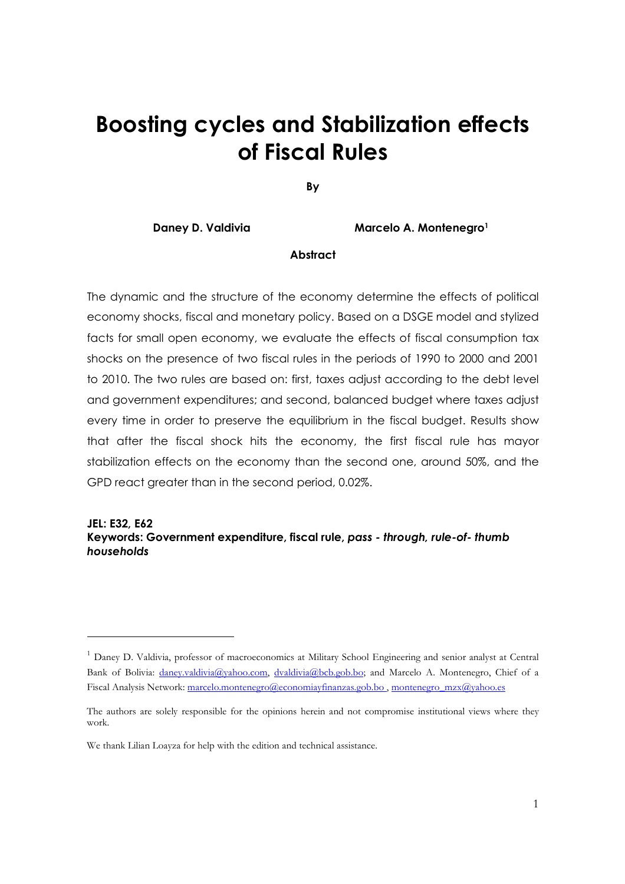# Boosting cycles and Stabilization effects of Fiscal Rules

**By**

**Daney D. Valdivia** **Marcelo A. Montenegro**[1]

**Abstract**

The dynamic and the structure of the economy determine the effects of political economy shocks, fiscal and monetary policy. Based on a DSGE model and stylized facts for small open economy, we evaluate the effects of fiscal consumption tax shocks on the presence of two fiscal rules in the periods of 1990 to 2000 and 2001 to 2010. The two rules are based on: first, taxes adjust according to the debt level and government expenditures; and second, balanced budget where taxes adjust every time in order to preserve the equilibrium in the fiscal budget. Results show that after the fiscal shock hits the economy, the first fiscal rule has mayor stabilization effects on the economy than the second one, around 50%, and the GPD react greater than in the second period, 0.02%.

**JEL: E32, E62**
**Keywords: Government expenditure, fiscal rule, *pass - through, rule-of- thumb households***

---

[1] Daney D. Valdivia, professor of macroeconomics at Military School Engineering and senior analyst at Central Bank of Bolivia: daney.valdivia@yahoo.com, dvaldivia@bcb.gob.bo; and Marcelo A. Montenegro, Chief of a Fiscal Analysis Network: marcelo.montenegro@economiayfinanzas.gob.bo , montenegro_mzx@yahoo.es

The authors are solely responsible for the opinions herein and not compromise institutional views where they work.

We thank Lilian Loayza for help with the edition and technical assistance.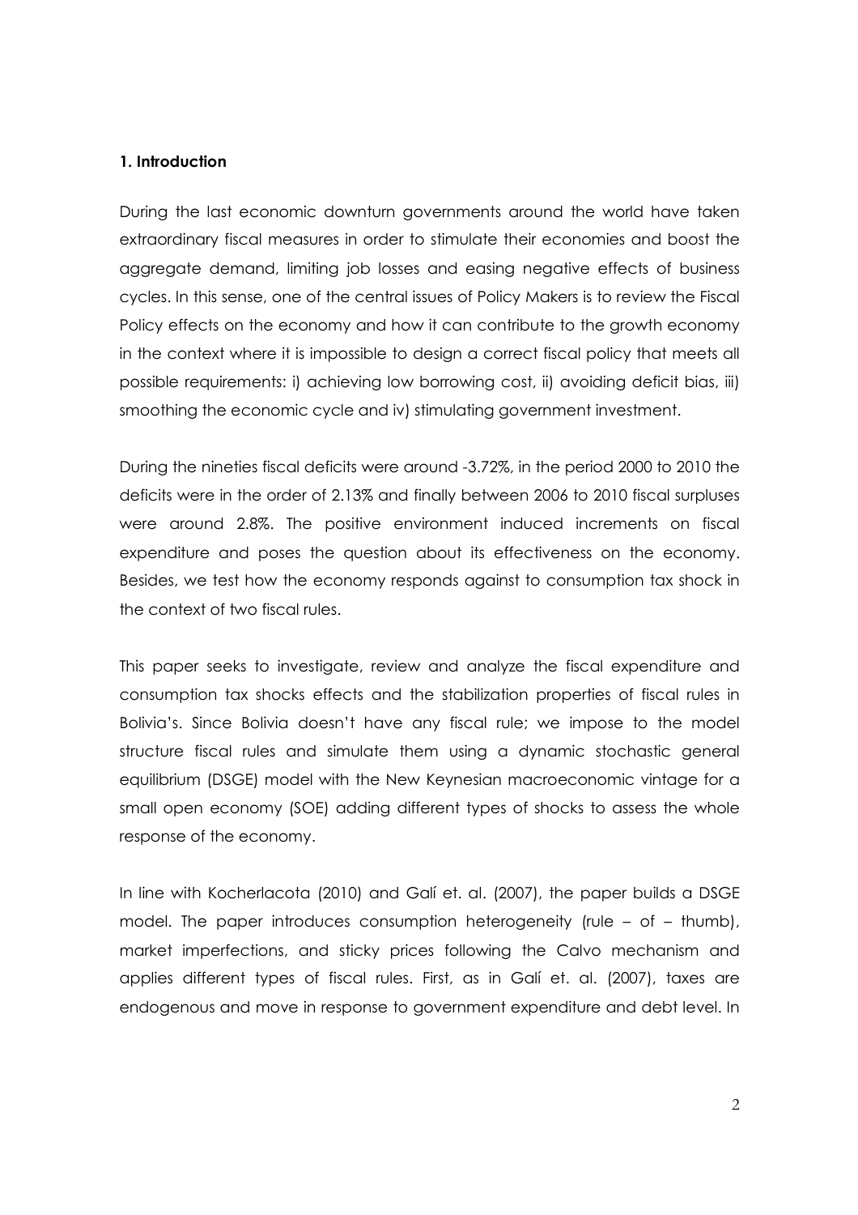### 1. Introduction

During the last economic downturn governments around the world have taken extraordinary fiscal measures in order to stimulate their economies and boost the aggregate demand, limiting job losses and easing negative effects of business cycles. In this sense, one of the central issues of Policy Makers is to review the Fiscal Policy effects on the economy and how it can contribute to the growth economy in the context where it is impossible to design a correct fiscal policy that meets all possible requirements: i) achieving low borrowing cost, ii) avoiding deficit bias, iii) smoothing the economic cycle and iv) stimulating government investment.

During the nineties fiscal deficits were around -3.72%, in the period 2000 to 2010 the deficits were in the order of 2.13% and finally between 2006 to 2010 fiscal surpluses were around 2.8%. The positive environment induced increments on fiscal expenditure and poses the question about its effectiveness on the economy. Besides, we test how the economy responds against to consumption tax shock in the context of two fiscal rules.

This paper seeks to investigate, review and analyze the fiscal expenditure and consumption tax shocks effects and the stabilization properties of fiscal rules in Bolivia's. Since Bolivia doesn't have any fiscal rule; we impose to the model structure fiscal rules and simulate them using a dynamic stochastic general equilibrium (DSGE) model with the New Keynesian macroeconomic vintage for a small open economy (SOE) adding different types of shocks to assess the whole response of the economy.

In line with Kocherlacota (2010) and Galí et. al. (2007), the paper builds a DSGE model. The paper introduces consumption heterogeneity (rule – of – thumb), market imperfections, and sticky prices following the Calvo mechanism and applies different types of fiscal rules. First, as in Galí et. al. (2007), taxes are endogenous and move in response to government expenditure and debt level. In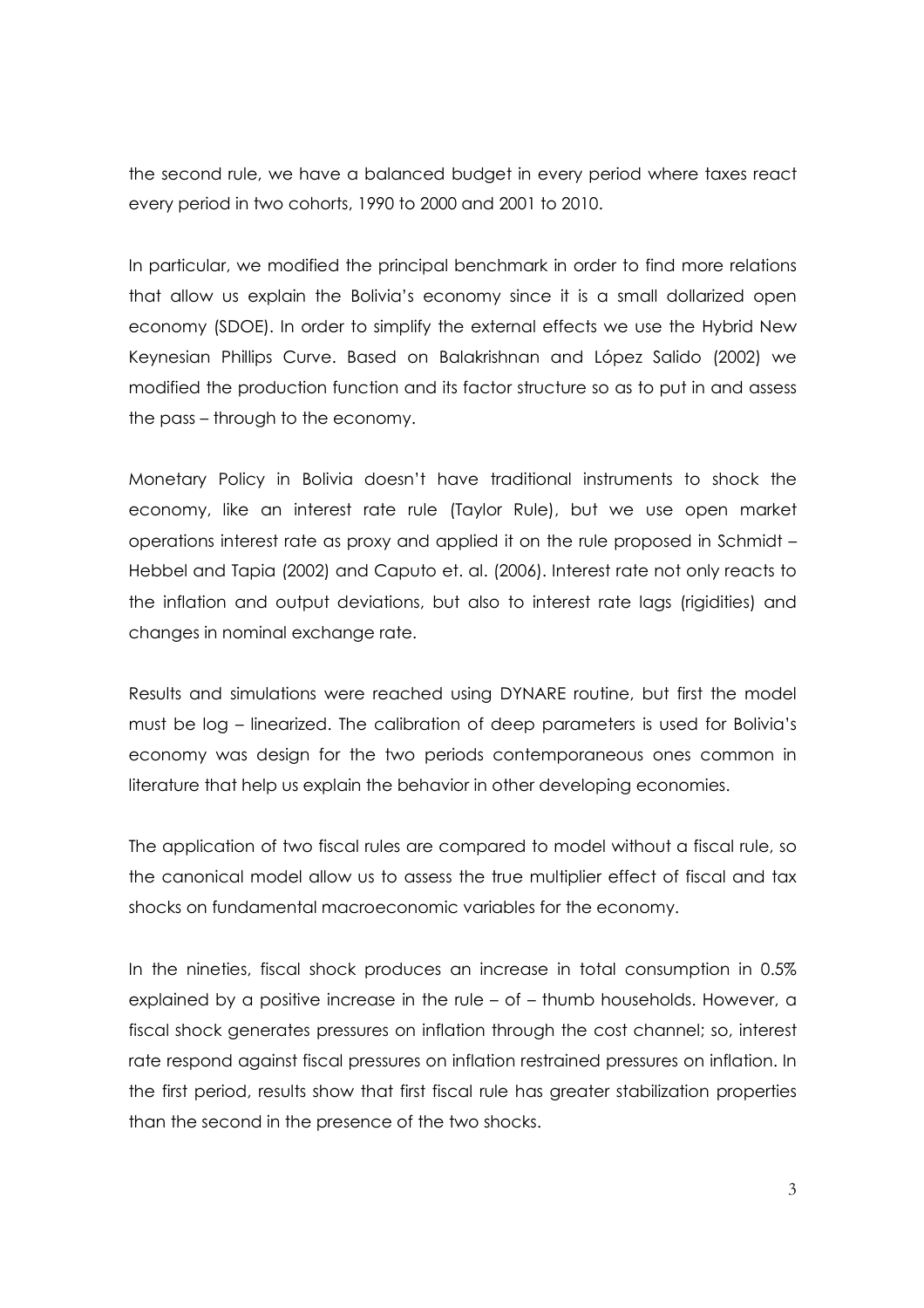the second rule, we have a balanced budget in every period where taxes react every period in two cohorts, 1990 to 2000 and 2001 to 2010.

In particular, we modified the principal benchmark in order to find more relations that allow us explain the Bolivia's economy since it is a small dollarized open economy (SDOE). In order to simplify the external effects we use the Hybrid New Keynesian Phillips Curve. Based on Balakrishnan and López Salido (2002) we modified the production function and its factor structure so as to put in and assess the pass – through to the economy.

Monetary Policy in Bolivia doesn't have traditional instruments to shock the economy, like an interest rate rule (Taylor Rule), but we use open market operations interest rate as proxy and applied it on the rule proposed in Schmidt – Hebbel and Tapia (2002) and Caputo et. al. (2006). Interest rate not only reacts to the inflation and output deviations, but also to interest rate lags (rigidities) and changes in nominal exchange rate.

Results and simulations were reached using DYNARE routine, but first the model must be log – linearized. The calibration of deep parameters is used for Bolivia's economy was design for the two periods contemporaneous ones common in literature that help us explain the behavior in other developing economies.

The application of two fiscal rules are compared to model without a fiscal rule, so the canonical model allow us to assess the true multiplier effect of fiscal and tax shocks on fundamental macroeconomic variables for the economy.

In the nineties, fiscal shock produces an increase in total consumption in 0.5% explained by a positive increase in the rule – of – thumb households. However, a fiscal shock generates pressures on inflation through the cost channel; so, interest rate respond against fiscal pressures on inflation restrained pressures on inflation. In the first period, results show that first fiscal rule has greater stabilization properties than the second in the presence of the two shocks.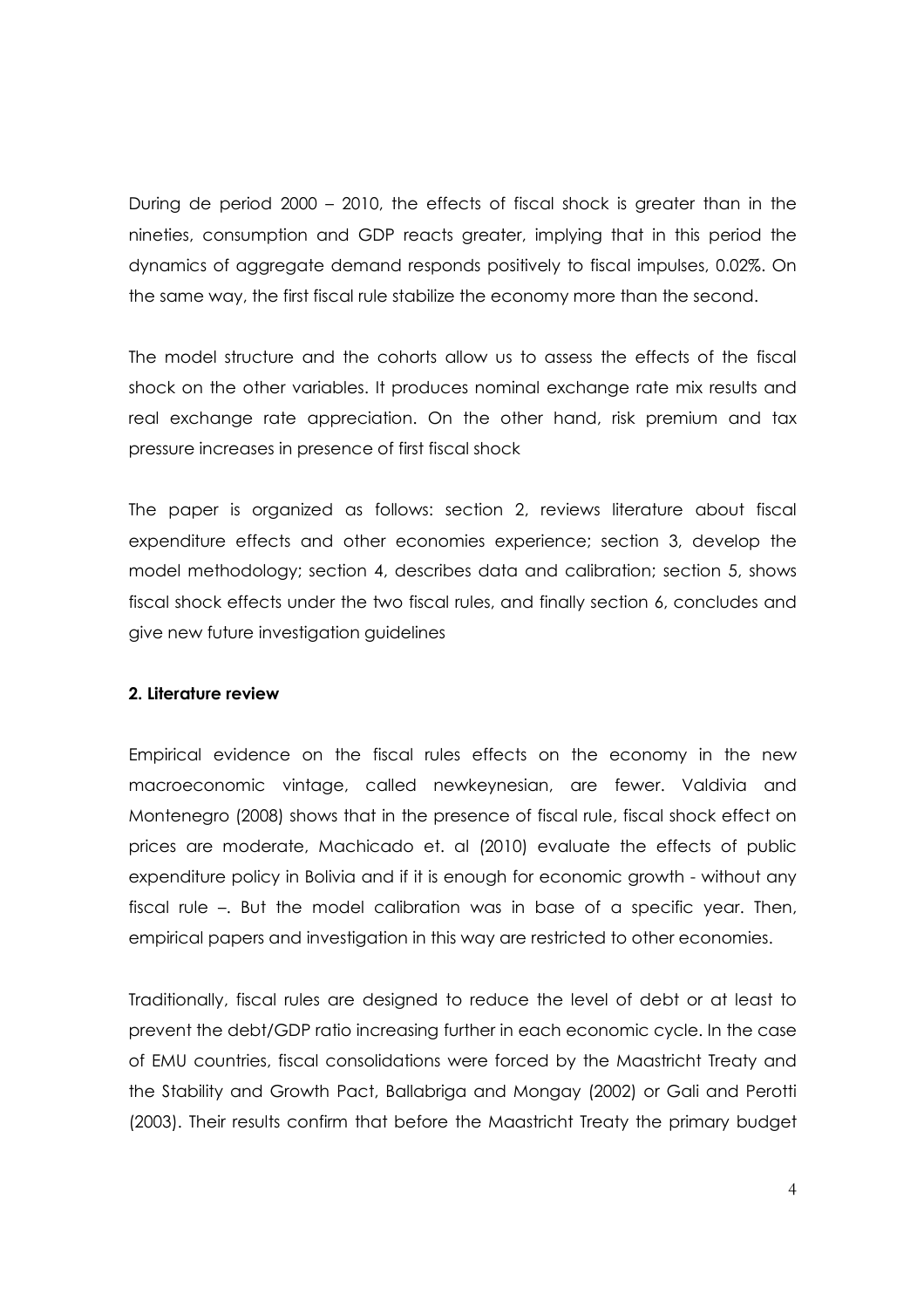During de period 2000 – 2010, the effects of fiscal shock is greater than in the nineties, consumption and GDP reacts greater, implying that in this period the dynamics of aggregate demand responds positively to fiscal impulses, 0.02%. On the same way, the first fiscal rule stabilize the economy more than the second.

The model structure and the cohorts allow us to assess the effects of the fiscal shock on the other variables. It produces nominal exchange rate mix results and real exchange rate appreciation. On the other hand, risk premium and tax pressure increases in presence of first fiscal shock

The paper is organized as follows: section 2, reviews literature about fiscal expenditure effects and other economies experience; section 3, develop the model methodology; section 4, describes data and calibration; section 5, shows fiscal shock effects under the two fiscal rules, and finally section 6, concludes and give new future investigation guidelines

**2. Literature review**

Empirical evidence on the fiscal rules effects on the economy in the new macroeconomic vintage, called newkeynesian, are fewer. Valdivia and Montenegro (2008) shows that in the presence of fiscal rule, fiscal shock effect on prices are moderate, Machicado et. al (2010) evaluate the effects of public expenditure policy in Bolivia and if it is enough for economic growth - without any fiscal rule –. But the model calibration was in base of a specific year. Then, empirical papers and investigation in this way are restricted to other economies.

Traditionally, fiscal rules are designed to reduce the level of debt or at least to prevent the debt/GDP ratio increasing further in each economic cycle. In the case of EMU countries, fiscal consolidations were forced by the Maastricht Treaty and the Stability and Growth Pact, Ballabriga and Mongay (2002) or Gali and Perotti (2003). Their results confirm that before the Maastricht Treaty the primary budget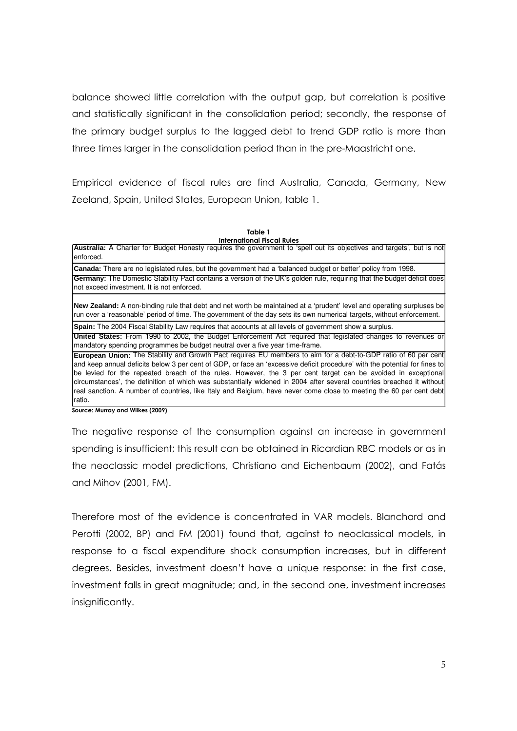balance showed little correlation with the output gap, but correlation is positive and statistically significant in the consolidation period; secondly, the response of the primary budget surplus to the lagged debt to trend GDP ratio is more than three times larger in the consolidation period than in the pre-Maastricht one.

Empirical evidence of fiscal rules are find Australia, Canada, Germany, New Zeeland, Spain, United States, European Union, table 1.

**Table 1**
**International Fiscal Rules**

| |
|---|
| **Australia:** A Charter for Budget Honesty requires the government to 'spell out its objectives and targets', but is not enforced. |
| **Canada:** There are no legislated rules, but the government had a 'balanced budget or better' policy from 1998. |
| **Germany:** The Domestic Stability Pact contains a version of the UK's golden rule, requiring that the budget deficit does not exceed investment. It is not enforced. |
| **New Zealand:** A non-binding rule that debt and net worth be maintained at a 'prudent' level and operating surpluses be run over a 'reasonable' period of time. The government of the day sets its own numerical targets, without enforcement. |
| **Spain:** The 2004 Fiscal Stability Law requires that accounts at all levels of government show a surplus. |
| **United States:** From 1990 to 2002, the Budget Enforcement Act required that legislated changes to revenues or mandatory spending programmes be budget neutral over a five year time-frame. |
| **European Union:** The Stability and Growth Pact requires EU members to aim for a debt-to-GDP ratio of 60 per cent and keep annual deficits below 3 per cent of GDP, or face an 'excessive deficit procedure' with the potential for fines to be levied for the repeated breach of the rules. However, the 3 per cent target can be avoided in exceptional circumstances', the definition of which was substantially widened in 2004 after several countries breached it without real sanction. A number of countries, like Italy and Belgium, have never come close to meeting the 60 per cent debt ratio. |

**Source: Murray and Wilkes (2009)**

The negative response of the consumption against an increase in government spending is insufficient; this result can be obtained in Ricardian RBC models or as in the neoclassic model predictions, Christiano and Eichenbaum (2002), and Fatás and Mihov (2001, FM).

Therefore most of the evidence is concentrated in VAR models. Blanchard and Perotti (2002, BP) and FM (2001) found that, against to neoclassical models, in response to a fiscal expenditure shock consumption increases, but in different degrees. Besides, investment doesn't have a unique response: in the first case, investment falls in great magnitude; and, in the second one, investment increases insignificantly.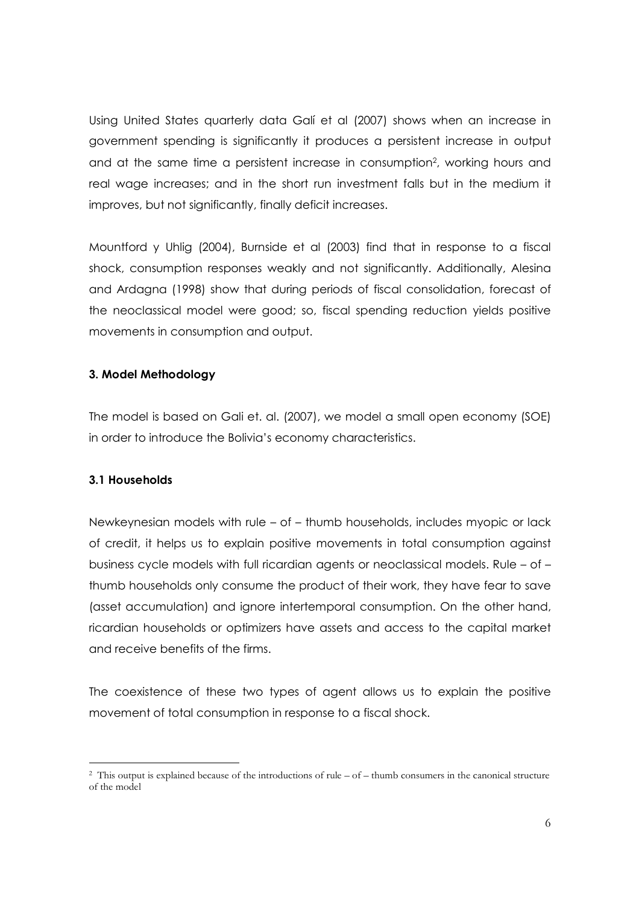Using United States quarterly data Galí et al (2007) shows when an increase in government spending is significantly it produces a persistent increase in output and at the same time a persistent increase in consumption[2], working hours and real wage increases; and in the short run investment falls but in the medium it improves, but not significantly, finally deficit increases.

Mountford y Uhlig (2004), Burnside et al (2003) find that in response to a fiscal shock, consumption responses weakly and not significantly. Additionally, Alesina and Ardagna (1998) show that during periods of fiscal consolidation, forecast of the neoclassical model were good; so, fiscal spending reduction yields positive movements in consumption and output.

### 3. Model Methodology

The model is based on Gali et. al. (2007), we model a small open economy (SOE) in order to introduce the Bolivia's economy characteristics.

### 3.1 Households

Newkeynesian models with rule – of – thumb households, includes myopic or lack of credit, it helps us to explain positive movements in total consumption against business cycle models with full ricardian agents or neoclassical models. Rule – of – thumb households only consume the product of their work, they have fear to save (asset accumulation) and ignore intertemporal consumption. On the other hand, ricardian households or optimizers have assets and access to the capital market and receive benefits of the firms.

The coexistence of these two types of agent allows us to explain the positive movement of total consumption in response to a fiscal shock.

[2] This output is explained because of the introductions of rule – of – thumb consumers in the canonical structure of the model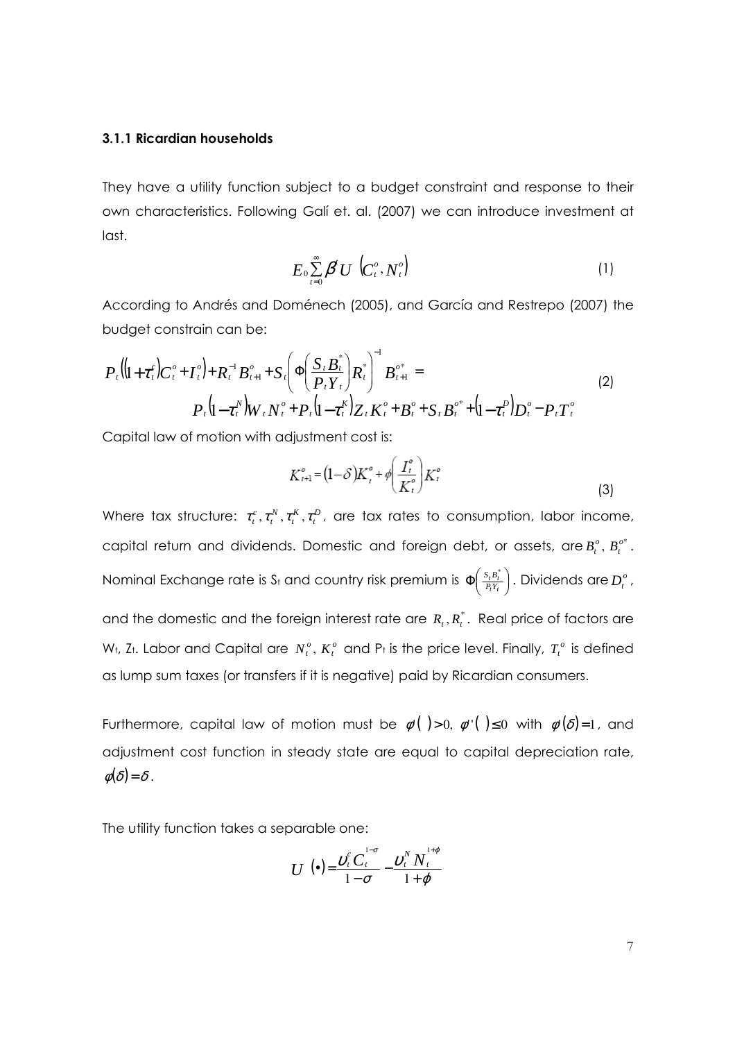#### 3.1.1 Ricardian households

They have a utility function subject to a budget constraint and response to their own characteristics. Following Galí et. al. (2007) we can introduce investment at last.

$$E_0 \sum_{t=0}^{\infty} \beta^t U \left(C_t^o, N_t^o\right) \tag{1}$$

According to Andrés and Doménech (2005), and García and Restrepo (2007) the budget constrain can be:

$$\begin{aligned} P_t\left(\left(1+\tau_t^c\right)C_t^o + I_t^o\right) + R_t^{-1} B_{t+1}^o + S_t\left(\Phi\left(\frac{S_t B_t^*}{P_t Y_t}\right) R_t^*\right)^{-1} B_{t+1}^{o*} = \\ P_t\left(1-\tau_t^N\right) W_t N_t^o + P_t\left(1-\tau_t^K\right) Z_t K_t^o + B_t^o + S_t B_t^{o*} + \left(1-\tau_t^D\right) D_t^o - P_t T_t^o \end{aligned} \tag{2}$$

Capital law of motion with adjustment cost is:

$$K_{t+1}^o = (1-\delta) K_t^o + \phi\left(\frac{I_t^o}{K_t^o}\right) K_t^o \tag{3}$$

Where tax structure: $\tau_t^c, \tau_t^N, \tau_t^K, \tau_t^D$, are tax rates to consumption, labor income, capital return and dividends. Domestic and foreign debt, or assets, are $B_t^o$, $B_t^{o*}$. Nominal Exchange rate is $S_t$ and country risk premium is $\Phi\left(\frac{S_t B_t^*}{P_t Y_t}\right)$. Dividends are $D_t^o$, and the domestic and the foreign interest rate are $R_t, R_t^*$. Real price of factors are $W_t$, $Z_t$. Labor and Capital are $N_t^o$, $K_t^o$ and $P_t$ is the price level. Finally, $T_t^o$ is defined as lump sum taxes (or transfers if it is negative) paid by Ricardian consumers.

Furthermore, capital law of motion must be $\phi(\,)>0$, $\phi'(\,)\leq 0$ with $\phi(\delta)=1$, and adjustment cost function in steady state are equal to capital depreciation rate, $\phi(\delta)=\delta$.

The utility function takes a separable one:

$$U(\bullet) = \frac{\upsilon_t^c C_t^{1-\sigma}}{1-\sigma} - \frac{\upsilon_t^N N_t^{1+\phi}}{1+\phi}$$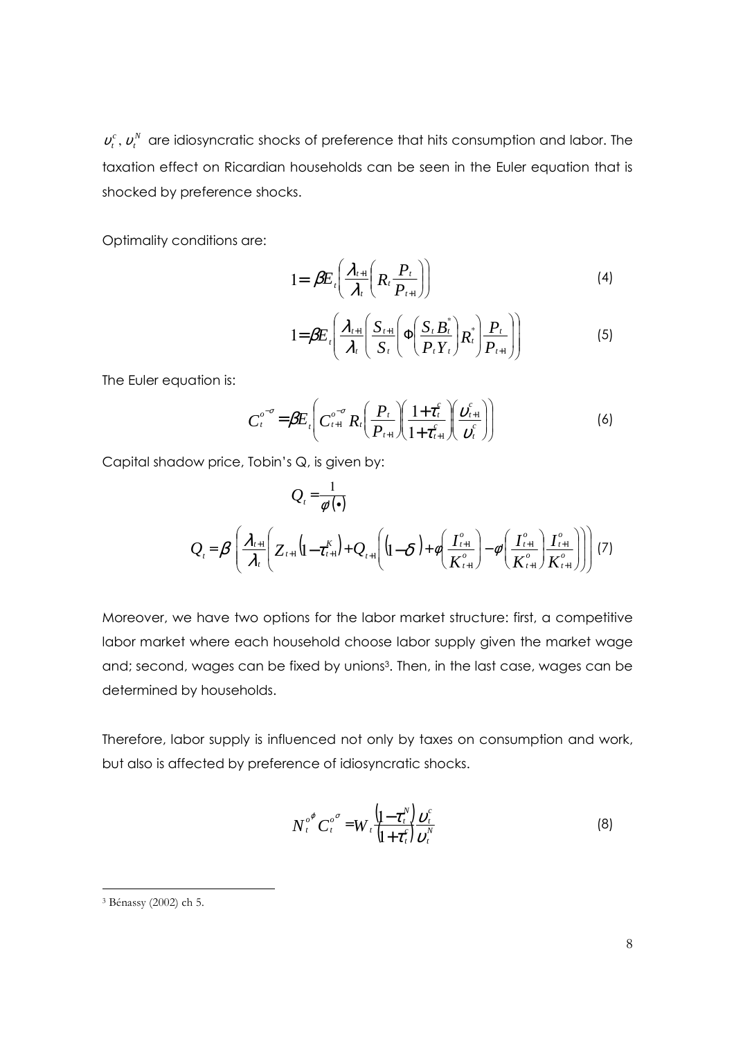$\upsilon_t^c$, $\upsilon_t^N$ are idiosyncratic shocks of preference that hits consumption and labor. The taxation effect on Ricardian households can be seen in the Euler equation that is shocked by preference shocks.

Optimality conditions are:

$$1 = \beta E_t \left( \frac{\lambda_{t+1}}{\lambda_t} \left( R_t \frac{P_t}{P_{t+1}} \right) \right) \tag{4}$$

$$1 = \beta E_t \left( \frac{\lambda_{t+1}}{\lambda_t} \left( \frac{S_{t+1}}{S_t} \left( \Phi \left( \frac{S_t B_t^*}{P_t Y_t} \right) R_t^* \right) \frac{P_t}{P_{t+1}} \right) \right) \tag{5}$$

The Euler equation is:

$$C_t^{o^{-\sigma}} = \beta E_t \left( C_{t+1}^{o^{-\sigma}} R_t \left( \frac{P_t}{P_{t+1}} \right) \left( \frac{1+\tau_t^c}{1+\tau_{t+1}^c} \right) \left( \frac{\upsilon_{t+1}^c}{\upsilon_t^c} \right) \right) \tag{6}$$

Capital shadow price, Tobin's Q, is given by:

$$Q_t = \frac{1}{\phi(\bullet)}$$

$$Q_t = \beta \left( \frac{\lambda_{t+1}}{\lambda_t} \left( Z_{t+1} \left( 1 - \tau_{t+1}^K \right) + Q_{t+1} \left( (1-\delta) + \phi \left( \frac{I_{t+1}^o}{K_{t+1}^o} \right) - \phi \left( \frac{I_{t+1}^o}{K_{t+1}^o} \right) \frac{I_{t+1}^o}{K_{t+1}^o} \right) \right) \right) \tag{7}$$

Moreover, we have two options for the labor market structure: first, a competitive labor market where each household choose labor supply given the market wage and; second, wages can be fixed by unions[3]. Then, in the last case, wages can be determined by households.

Therefore, labor supply is influenced not only by taxes on consumption and work, but also is affected by preference of idiosyncratic shocks.

$$N_t^{o^{\phi}} C_t^{o^{\sigma}} = W_t \frac{\left(1-\tau_t^N\right)}{\left(1+\tau_t^c\right)} \frac{\upsilon_t^c}{\upsilon_t^N} \tag{8}$$

[3] Bénassy (2002) ch 5.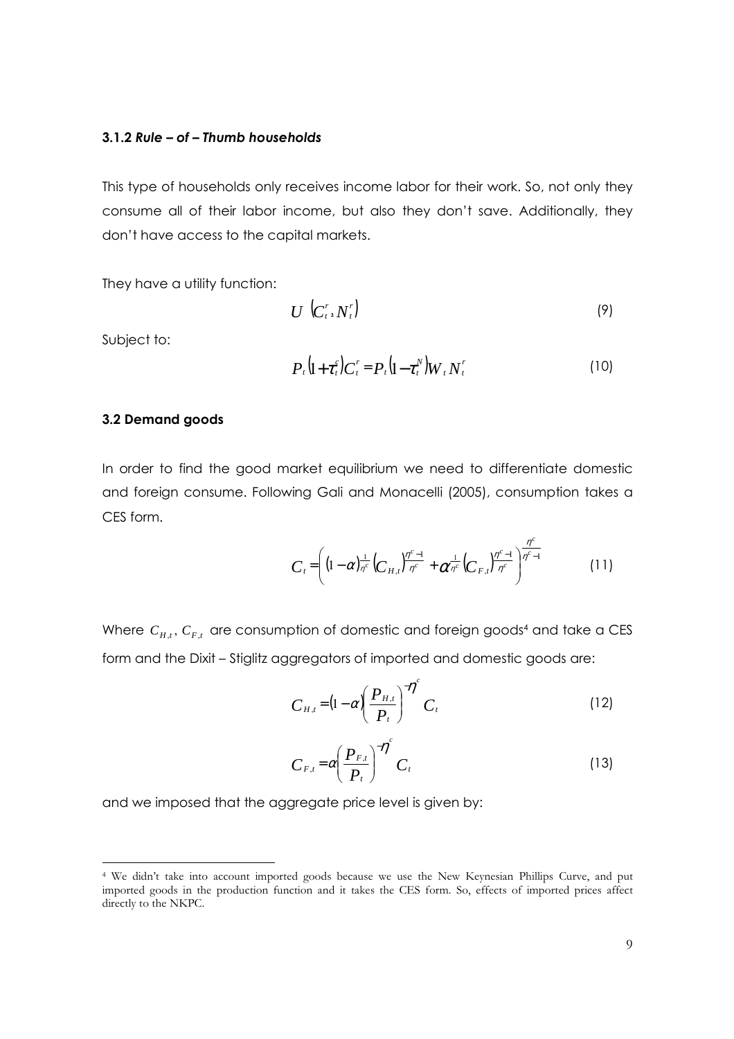### 3.1.2 *Rule – of – Thumb households*

This type of households only receives income labor for their work. So, not only they consume all of their labor income, but also they don't save. Additionally, they don't have access to the capital markets.

They have a utility function:

$$U\left(C_t^r, N_t^r\right) \tag{9}$$

Subject to:

$$P_t\left(1+\tau_t^c\right)C_t^r = P_t\left(1-\tau_t^N\right)W_t N_t^r \tag{10}$$

### 3.2 Demand goods

In order to find the good market equilibrium we need to differentiate domestic and foreign consume. Following Gali and Monacelli (2005), consumption takes a CES form.

$$C_t = \left( (1-\alpha)^{\frac{1}{\eta^c}} \left(C_{H,t}\right)^{\frac{\eta^c - 1}{\eta^c}} + \alpha^{\frac{1}{\eta^c}} \left(C_{F,t}\right)^{\frac{\eta^c - 1}{\eta^c}} \right)^{\frac{\eta^c}{\eta^c - 1}} \tag{11}$$

Where $C_{H,t}$, $C_{F,t}$ are consumption of domestic and foreign goods[4] and take a CES form and the Dixit – Stiglitz aggregators of imported and domestic goods are:

$$C_{H,t} = (1-\alpha)\left(\frac{P_{H,t}}{P_t}\right)^{-\eta^c} C_t \tag{12}$$

$$C_{F,t} = \alpha\left(\frac{P_{F,t}}{P_t}\right)^{-\eta^c} C_t \tag{13}$$

and we imposed that the aggregate price level is given by:

---

[4] We didn't take into account imported goods because we use the New Keynesian Phillips Curve, and put imported goods in the production function and it takes the CES form. So, effects of imported prices affect directly to the NKPC.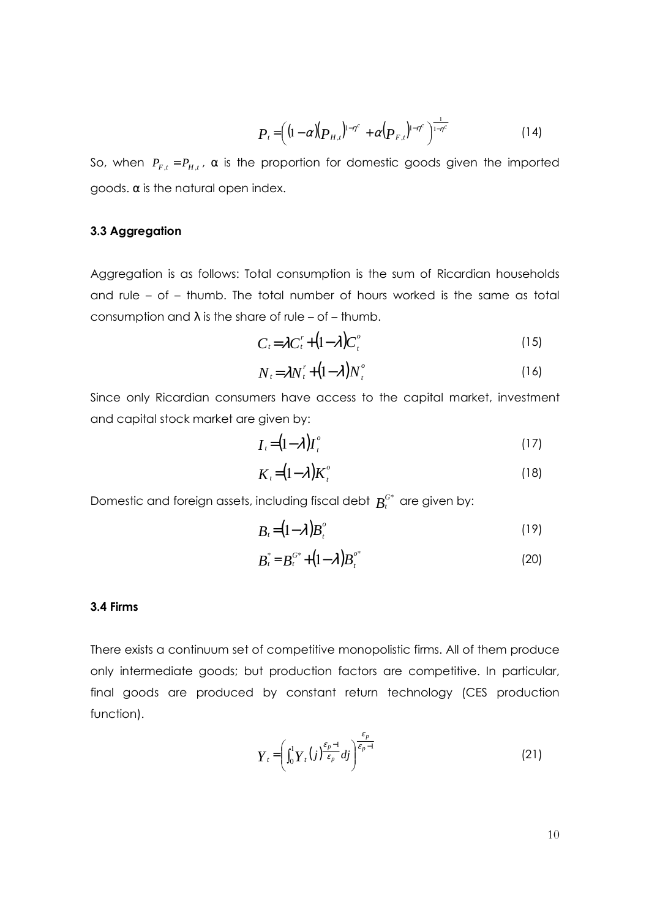$$P_t = \left( (1-\alpha)(P_{H,t})^{1-\eta^c} + \alpha (P_{F,t})^{1-\eta^c} \right)^{\frac{1}{1-\eta^c}} \tag{14}$$

So, when $P_{F,t} = P_{H,t}$, α is the proportion for domestic goods given the imported goods. α is the natural open index.

### 3.3 Aggregation

Aggregation is as follows: Total consumption is the sum of Ricardian households and rule – of – thumb. The total number of hours worked is the same as total consumption and λ is the share of rule – of – thumb.

$$C_t = \lambda C_t^r + (1-\lambda) C_t^o \tag{15}$$

$$N_t = \lambda N_t^r + (1-\lambda) N_t^o \tag{16}$$

Since only Ricardian consumers have access to the capital market, investment and capital stock market are given by:

$$I_t = (1-\lambda) I_t^o \tag{17}$$

$$K_t = (1-\lambda) K_t^o \tag{18}$$

Domestic and foreign assets, including fiscal debt $B_t^{G*}$ are given by:

$$B_t = (1-\lambda) B_t^o \tag{19}$$

$$B_t^* = B_t^{G*} + (1-\lambda) B_t^{o*} \tag{20}$$

### 3.4 Firms

There exists a continuum set of competitive monopolistic firms. All of them produce only intermediate goods; but production factors are competitive. In particular, final goods are produced by constant return technology (CES production function).

$$Y_t = \left( \int_0^1 Y_t(j)^{\frac{\varepsilon_p - 1}{\varepsilon_p}} dj \right)^{\frac{\varepsilon_p}{\varepsilon_p - 1}} \tag{21}$$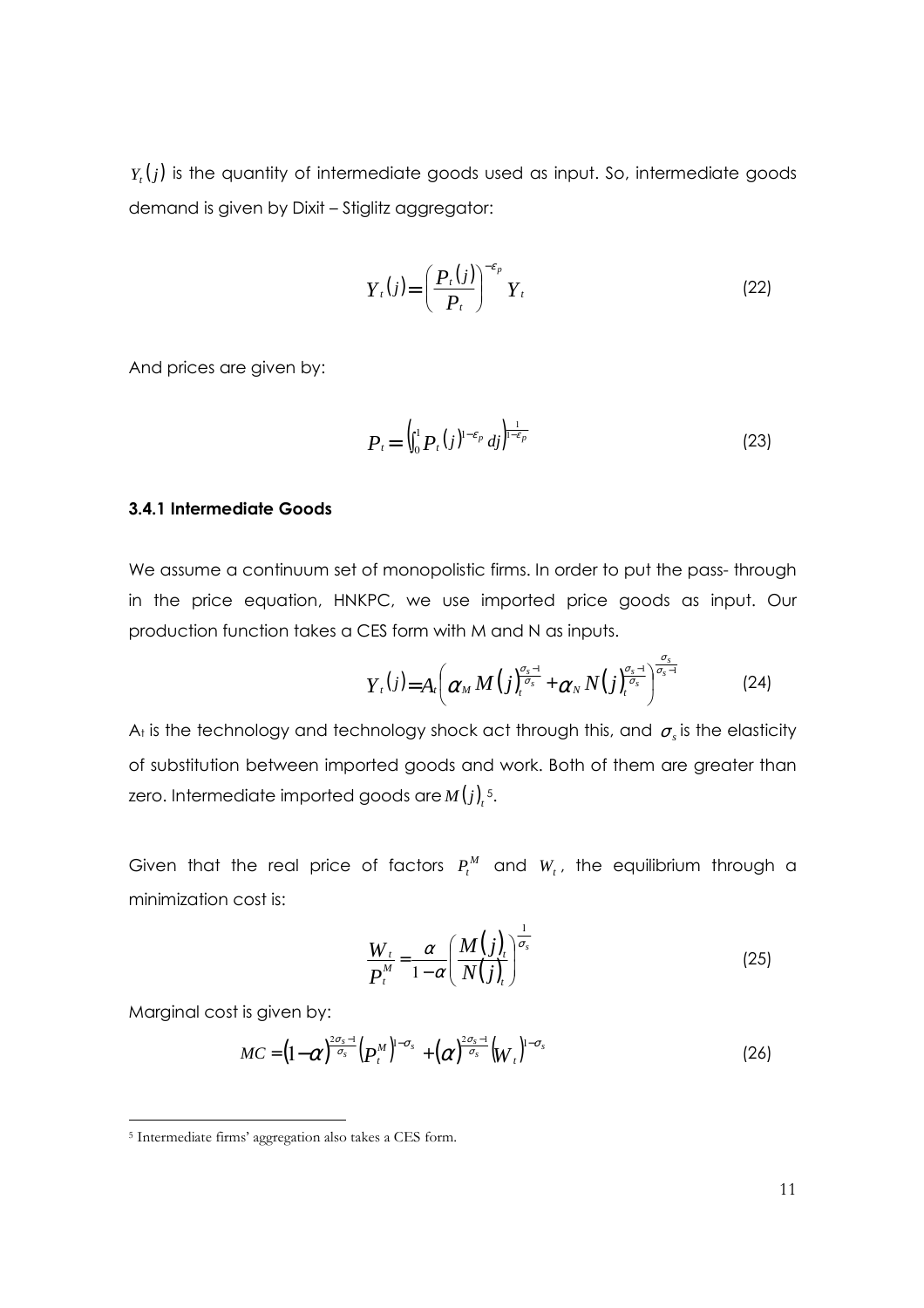$Y_t(j)$ is the quantity of intermediate goods used as input. So, intermediate goods demand is given by Dixit – Stiglitz aggregator:

$$Y_t(j) = \left(\frac{P_t(j)}{P_t}\right)^{-\varepsilon_p} Y_t \tag{22}$$

And prices are given by:

$$P_t = \left(\int_0^1 P_t(j)^{1-\varepsilon_p} dj\right)^{\frac{1}{1-\varepsilon_p}} \tag{23}$$

### 3.4.1 Intermediate Goods

We assume a continuum set of monopolistic firms. In order to put the pass- through in the price equation, HNKPC, we use imported price goods as input. Our production function takes a CES form with M and N as inputs.

$$Y_t(j) = A_t\left(\alpha_M M(j)_t^{\frac{\sigma_s - 1}{\sigma_s}} + \alpha_N N(j)_t^{\frac{\sigma_s - 1}{\sigma_s}}\right)^{\frac{\sigma_s}{\sigma_s - 1}} \tag{24}$$

$A_t$ is the technology and technology shock act through this, and $\sigma_s$ is the elasticity of substitution between imported goods and work. Both of them are greater than zero. Intermediate imported goods are $M(j)_t$ [5].

Given that the real price of factors $P_t^M$ and $W_t$, the equilibrium through a minimization cost is:

$$\frac{W_t}{P_t^M} = \frac{\alpha}{1-\alpha}\left(\frac{M(j)_t}{N(j)_t}\right)^{\frac{1}{\sigma_s}} \tag{25}$$

Marginal cost is given by:

$$MC = (1-\alpha)^{\frac{2\sigma_s - 1}{\sigma_s}}\left(P_t^M\right)^{1-\sigma_s} + (\alpha)^{\frac{2\sigma_s - 1}{\sigma_s}}\left(W_t\right)^{1-\sigma_s} \tag{26}$$

---

[5] Intermediate firms' aggregation also takes a CES form.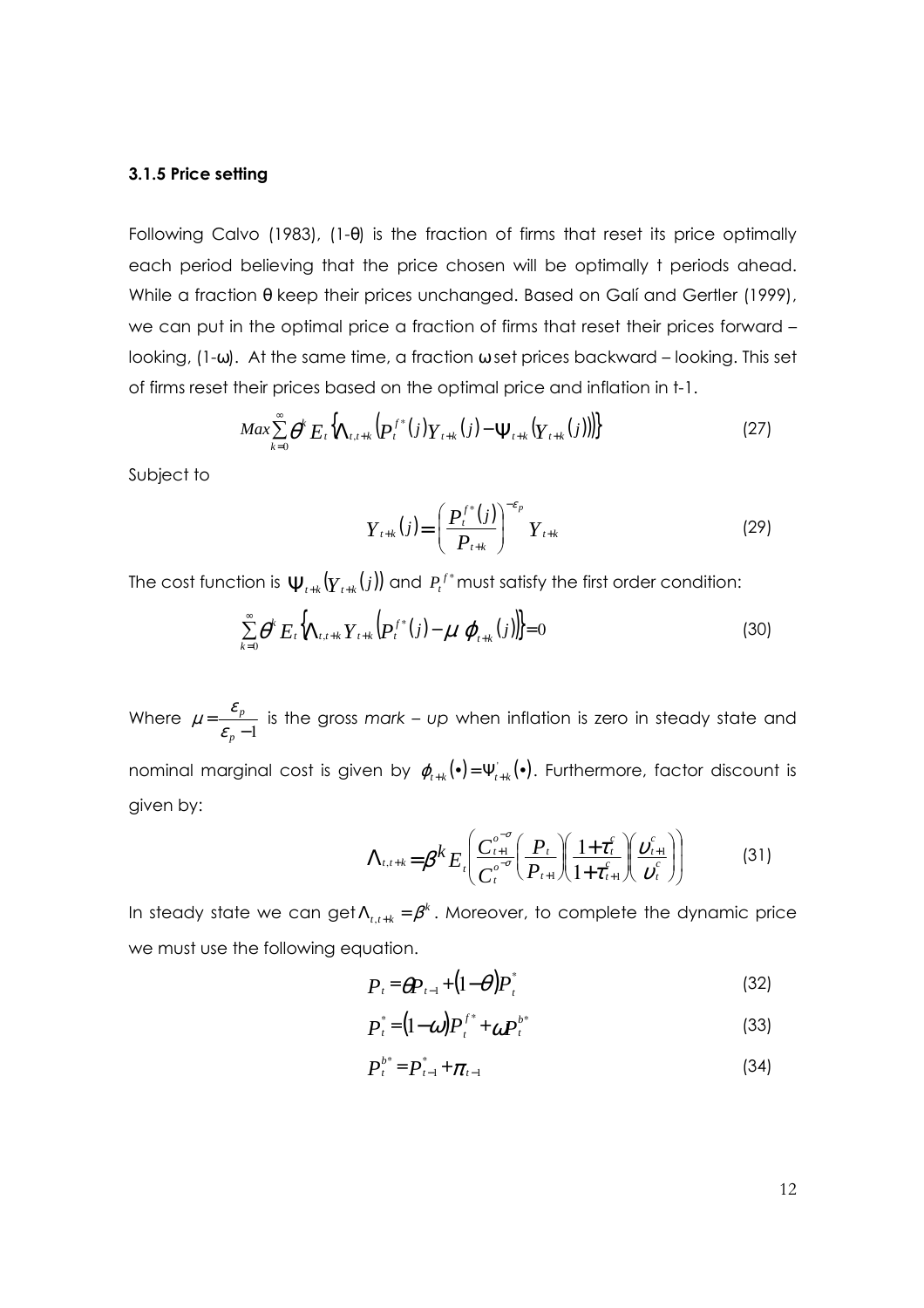### 3.1.5 Price setting

Following Calvo (1983), (1-θ) is the fraction of firms that reset its price optimally each period believing that the price chosen will be optimally t periods ahead. While a fraction θ keep their prices unchanged. Based on Galí and Gertler (1999), we can put in the optimal price a fraction of firms that reset their prices forward – looking, (1-ω). At the same time, a fraction ω set prices backward – looking. This set of firms reset their prices based on the optimal price and inflation in t-1.

$$Max \sum_{k=0}^{\infty} \theta^k E_t \left\{ \Lambda_{t,t+k} \left( P_t^{f*}(j) Y_{t+k}(j) - \Psi_{t+k}\left(Y_{t+k}(j)\right) \right) \right\} \tag{27}$$

Subject to

$$Y_{t+k}(j) = \left( \frac{P_t^{f*}(j)}{P_{t+k}} \right)^{-\varepsilon_p} Y_{t+k} \tag{29}$$

The cost function is $\Psi_{t+k}\left(Y_{t+k}(j)\right)$ and $P_t^{f*}$ must satisfy the first order condition:

$$\sum_{k=0}^{\infty} \theta^k E_t \left\{ \Lambda_{t,t+k} Y_{t+k} \left( P_t^{f*}(j) - \mu \, \phi_{t+k}(j) \right) \right\} = 0 \tag{30}$$

Where $\mu = \frac{\varepsilon_p}{\varepsilon_p - 1}$ is the gross *mark – up* when inflation is zero in steady state and nominal marginal cost is given by $\phi_{t+k}(\bullet) = \Psi'_{t+k}(\bullet)$. Furthermore, factor discount is given by:

$$\Lambda_{t,t+k} = \beta^k E_t \left( \frac{C_{t+1}^{o^{-\sigma}}}{C_t^{o^{-\sigma}}} \left( \frac{P_t}{P_{t+1}} \right) \left( \frac{1+\tau_t^c}{1+\tau_{t+1}^c} \right) \left( \frac{\upsilon_{t+1}^c}{\upsilon_t^c} \right) \right) \tag{31}$$

In steady state we can get $\Lambda_{t,t+k} = \beta^k$. Moreover, to complete the dynamic price we must use the following equation.

$$P_t = \theta P_{t-1} + (1-\theta) P_t^* \tag{32}$$

$$P_t^* = (1-\omega) P_t^{f*} + \omega P_t^{b*} \tag{33}$$

$$P_t^{b*} = P_{t-1}^* + \pi_{t-1} \tag{34}$$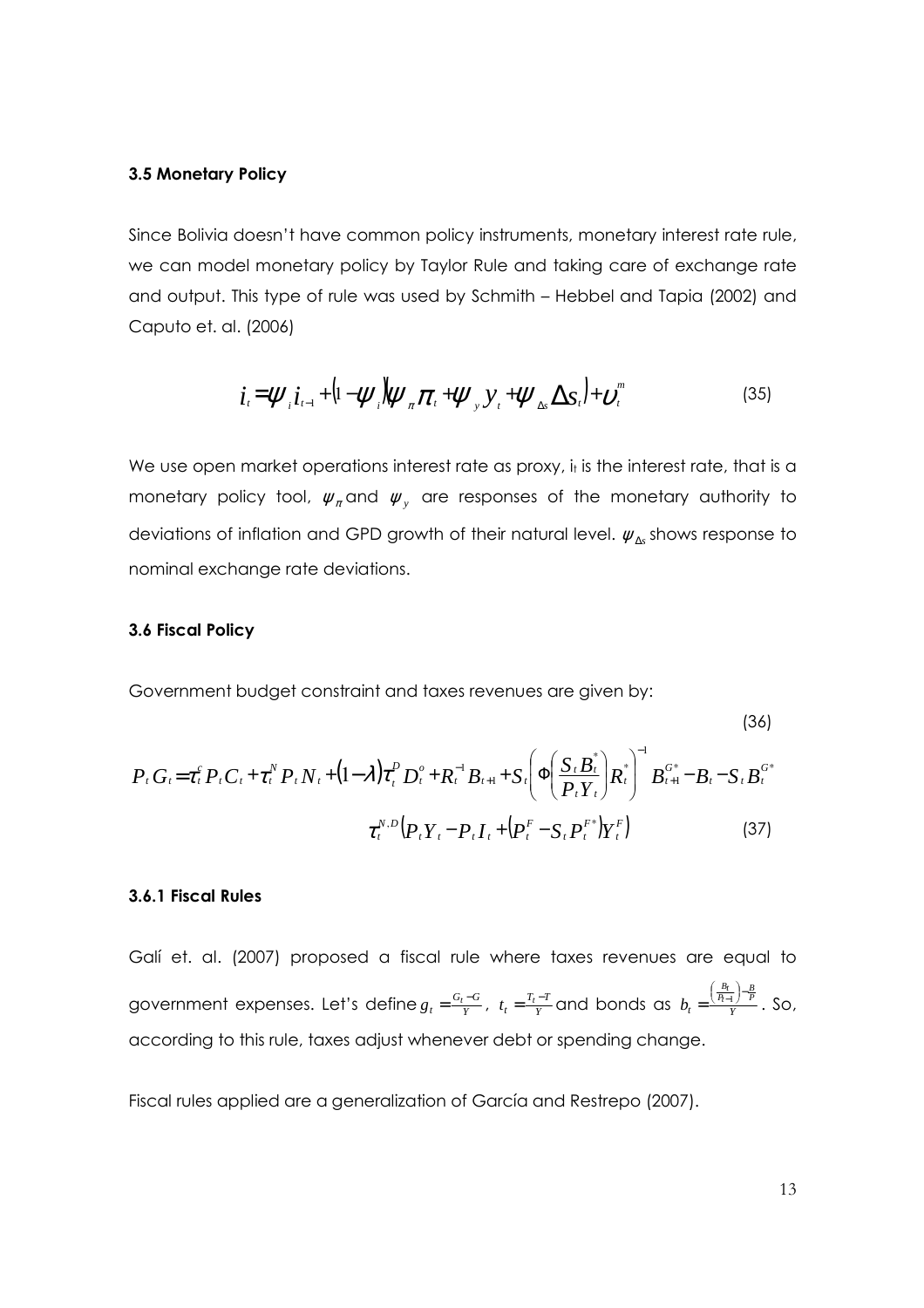### 3.5 Monetary Policy

Since Bolivia doesn't have common policy instruments, monetary interest rate rule, we can model monetary policy by Taylor Rule and taking care of exchange rate and output. This type of rule was used by Schmith – Hebbel and Tapia (2002) and Caputo et. al. (2006)

$$i_t = \psi_i i_{t-1} + (1-\psi_i)(\psi_\pi \pi_t + \psi_y y_t + \psi_{\Delta s} \Delta s_t) + \upsilon_t^m \tag{35}$$

We use open market operations interest rate as proxy, $i_t$ is the interest rate, that is a monetary policy tool, $\psi_\pi$ and $\psi_y$ are responses of the monetary authority to deviations of inflation and GPD growth of their natural level. $\psi_{\Delta s}$ shows response to nominal exchange rate deviations.

### 3.6 Fiscal Policy

Government budget constraint and taxes revenues are given by:

$$P_t G_t = \tau_t^c P_t C_t + \tau_t^N P_t N_t + (1-\lambda)\tau_t^D D_t^o + R_t^{-1} B_{t+1} + S_t \left( \Phi\left( \frac{S_t B_t^*}{P_t Y_t} \right) R_t^* \right)^{-1} B_{t+1}^{G*} - B_t - S_t B_t^{G*} \tag{36}$$

$$\tau_t^{N,D}\left(P_t Y_t - P_t I_t + \left(P_t^F - S_t P_t^{F*}\right) Y_t^F\right) \tag{37}$$

#### 3.6.1 Fiscal Rules

Galí et. al. (2007) proposed a fiscal rule where taxes revenues are equal to government expenses. Let's define $g_t = \frac{G_t - G}{Y}$, $t_t = \frac{T_t - T}{Y}$ and bonds as $b_t = \frac{\left(\frac{B_t}{P_{t-1}}\right) - \frac{B}{P}}{Y}$. So, according to this rule, taxes adjust whenever debt or spending change.

Fiscal rules applied are a generalization of García and Restrepo (2007).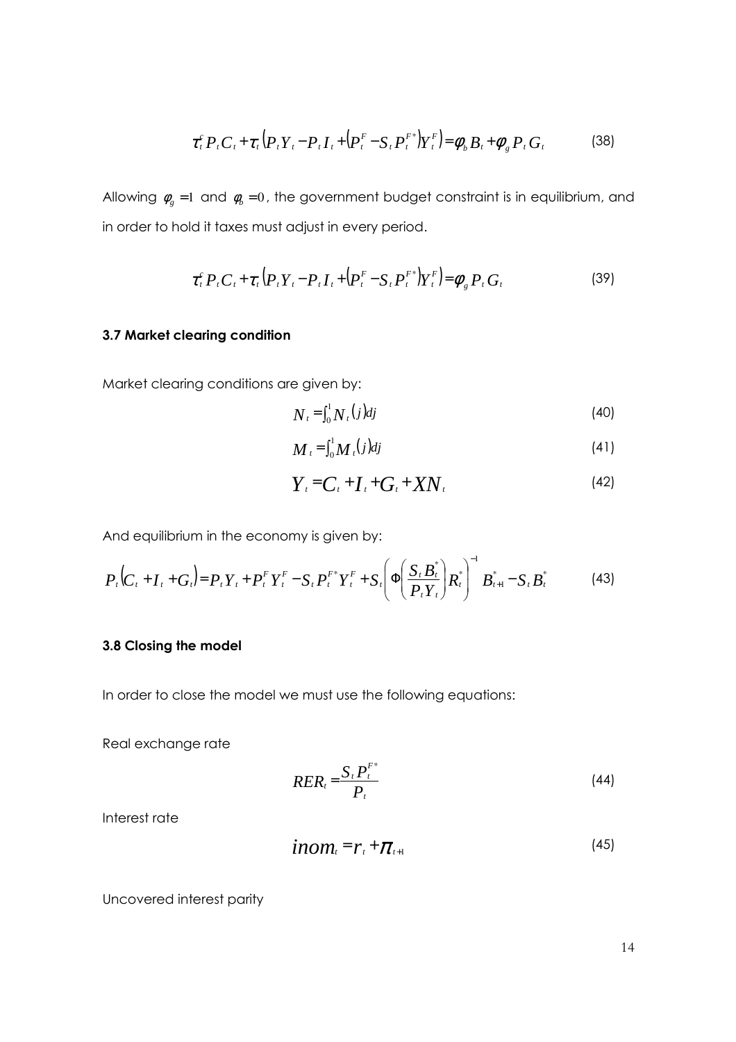$$\tau_t^c P_t C_t + \tau_t \left(P_t Y_t - P_t I_t + \left(P_t^F - S_t P_t^{F^*}\right) Y_t^F\right) = \phi_b B_t + \phi_g P_t G_t \tag{38}$$

Allowing $\phi_g = 1$ and $\phi_b = 0$, the government budget constraint is in equilibrium, and in order to hold it taxes must adjust in every period.

$$\tau_t^c P_t C_t + \tau_t \left(P_t Y_t - P_t I_t + \left(P_t^F - S_t P_t^{F^*}\right) Y_t^F\right) = \phi_g P_t G_t \tag{39}$$

### 3.7 Market clearing condition

Market clearing conditions are given by:

$$N_t = \int_0^1 N_t(j) dj \tag{40}$$

$$M_t = \int_0^1 M_t(j) dj \tag{41}$$

$$Y_t = C_t + I_t + G_t + XN_t \tag{42}$$

And equilibrium in the economy is given by:

$$P_t \left(C_t + I_t + G_t\right) = P_t Y_t + P_t^F Y_t^F - S_t P_t^{F^*} Y_t^F + S_t \left( \Phi\left(\frac{S_t B_t^*}{P_t Y_t}\right) R_t^* \right)^{-1} B_{t+1}^* - S_t B_t^* \tag{43}$$

### 3.8 Closing the model

In order to close the model we must use the following equations:

Real exchange rate

$$RER_t = \frac{S_t P_t^{F^*}}{P_t} \tag{44}$$

Interest rate

$$inom_t = r_t + \pi_{t+1} \tag{45}$$

Uncovered interest parity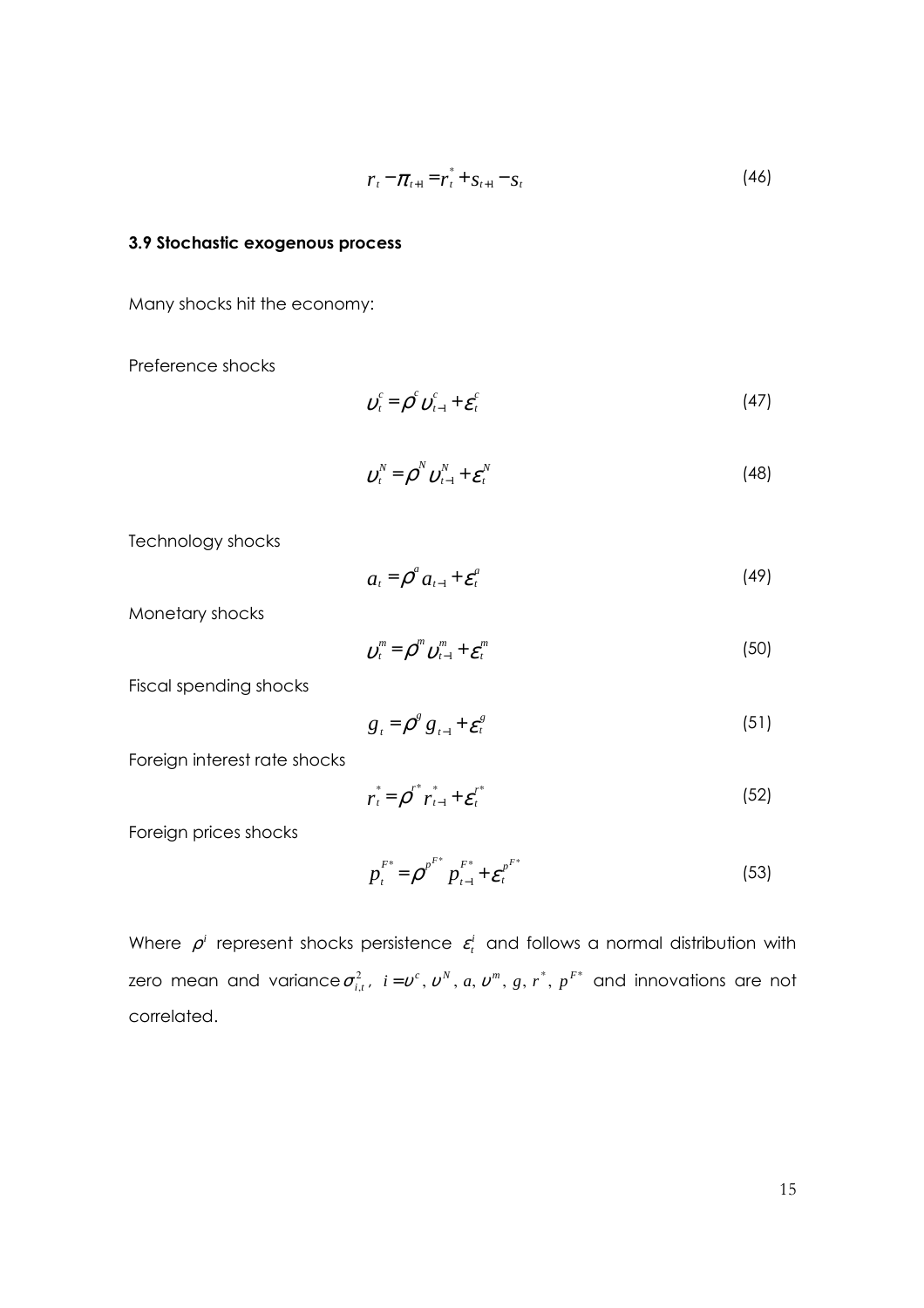$$r_t - \pi_{t+1} = r_t^* + s_{t+1} - s_t \tag{46}$$

### 3.9 Stochastic exogenous process

Many shocks hit the economy:

Preference shocks

$$\upsilon_t^c = \rho^c \upsilon_{t-1}^c + \varepsilon_t^c \tag{47}$$

$$\upsilon_t^N = \rho^N \upsilon_{t-1}^N + \varepsilon_t^N \tag{48}$$

Technology shocks

$$a_t = \rho^a a_{t-1} + \varepsilon_t^a \tag{49}$$

Monetary shocks

$$\upsilon_t^m = \rho^m \upsilon_{t-1}^m + \varepsilon_t^m \tag{50}$$

Fiscal spending shocks

$$g_t = \rho^g g_{t-1} + \varepsilon_t^g \tag{51}$$

Foreign interest rate shocks

$$r_t^* = \rho^{r^*} r_{t-1}^* + \varepsilon_t^{r^*} \tag{52}$$

Foreign prices shocks

$$p_t^{F^*} = \rho^{p^{F^*}} p_{t-1}^{F^*} + \varepsilon_t^{p^{F^*}} \tag{53}$$

Where $\rho^i$ represent shocks persistence $\varepsilon_t^i$ and follows a normal distribution with zero mean and variance $\sigma_{i,t}^2$, $i = \upsilon^c, \upsilon^N, a, \upsilon^m, g, r^*, p^{F^*}$ and innovations are not correlated.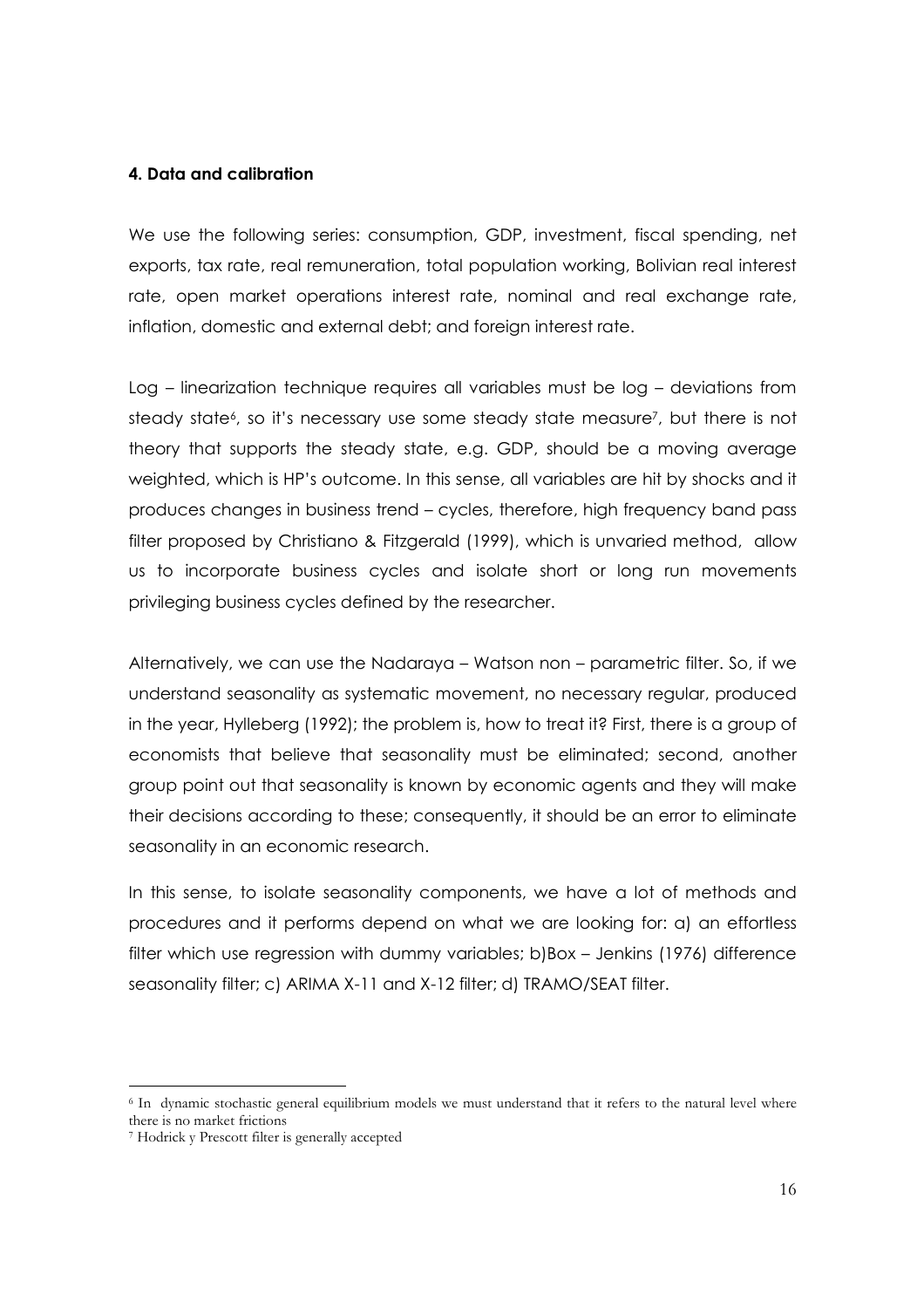#### 4. Data and calibration

We use the following series: consumption, GDP, investment, fiscal spending, net exports, tax rate, real remuneration, total population working, Bolivian real interest rate, open market operations interest rate, nominal and real exchange rate, inflation, domestic and external debt; and foreign interest rate.

Log – linearization technique requires all variables must be log – deviations from steady state[6], so it's necessary use some steady state measure[7], but there is not theory that supports the steady state, e.g. GDP, should be a moving average weighted, which is HP's outcome. In this sense, all variables are hit by shocks and it produces changes in business trend – cycles, therefore, high frequency band pass filter proposed by Christiano & Fitzgerald (1999), which is unvaried method, allow us to incorporate business cycles and isolate short or long run movements privileging business cycles defined by the researcher.

Alternatively, we can use the Nadaraya – Watson non – parametric filter. So, if we understand seasonality as systematic movement, no necessary regular, produced in the year, Hylleberg (1992); the problem is, how to treat it? First, there is a group of economists that believe that seasonality must be eliminated; second, another group point out that seasonality is known by economic agents and they will make their decisions according to these; consequently, it should be an error to eliminate seasonality in an economic research.

In this sense, to isolate seasonality components, we have a lot of methods and procedures and it performs depend on what we are looking for: a) an effortless filter which use regression with dummy variables; b)Box – Jenkins (1976) difference seasonality filter; c) ARIMA X-11 and X-12 filter; d) TRAMO/SEAT filter.

---

[6] In dynamic stochastic general equilibrium models we must understand that it refers to the natural level where there is no market frictions

[7] Hodrick y Prescott filter is generally accepted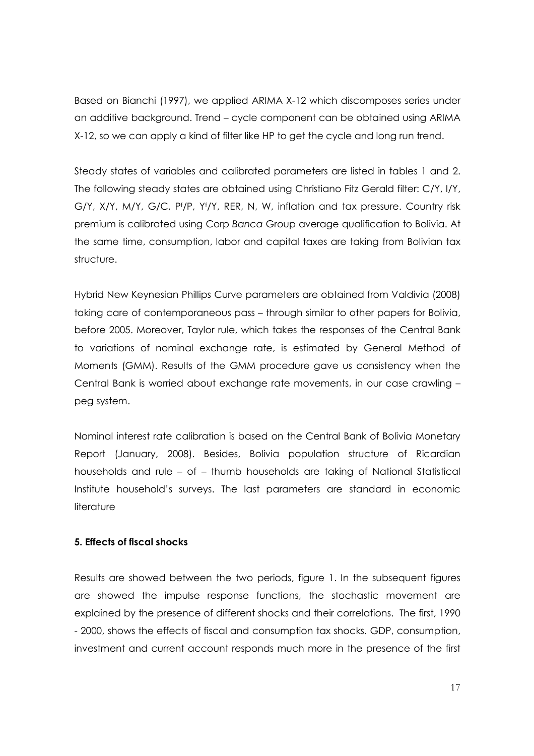Based on Bianchi (1997), we applied ARIMA X-12 which discomposes series under an additive background. Trend – cycle component can be obtained using ARIMA X-12, so we can apply a kind of filter like HP to get the cycle and long run trend.

Steady states of variables and calibrated parameters are listed in tables 1 and 2. The following steady states are obtained using Christiano Fitz Gerald filter: C/Y, I/Y, G/Y, X/Y, M/Y, G/C, $P^f/P$, $Y^f/Y$, RER, N, W, inflation and tax pressure. Country risk premium is calibrated using Corp *Banca* Group average qualification to Bolivia. At the same time, consumption, labor and capital taxes are taking from Bolivian tax structure.

Hybrid New Keynesian Phillips Curve parameters are obtained from Valdivia (2008) taking care of contemporaneous pass – through similar to other papers for Bolivia, before 2005. Moreover, Taylor rule, which takes the responses of the Central Bank to variations of nominal exchange rate, is estimated by General Method of Moments (GMM). Results of the GMM procedure gave us consistency when the Central Bank is worried about exchange rate movements, in our case crawling – peg system.

Nominal interest rate calibration is based on the Central Bank of Bolivia Monetary Report (January, 2008). Besides, Bolivia population structure of Ricardian households and rule – of – thumb households are taking of National Statistical Institute household's surveys. The last parameters are standard in economic literature

**5. Effects of fiscal shocks**

Results are showed between the two periods, figure 1. In the subsequent figures are showed the impulse response functions, the stochastic movement are explained by the presence of different shocks and their correlations. The first, 1990 - 2000, shows the effects of fiscal and consumption tax shocks. GDP, consumption, investment and current account responds much more in the presence of the first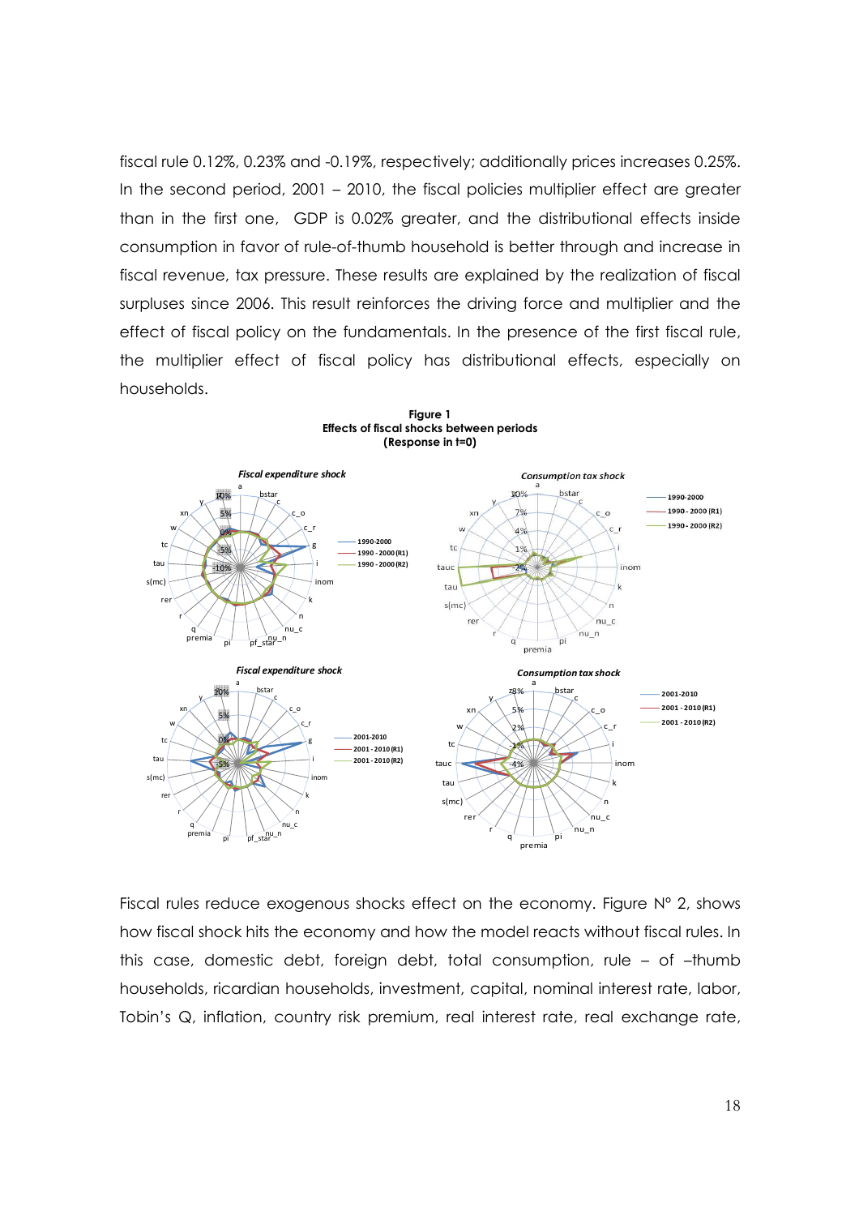fiscal rule 0.12%, 0.23% and -0.19%, respectively; additionally prices increases 0.25%. In the second period, 2001 – 2010, the fiscal policies multiplier effect are greater than in the first one, GDP is 0.02% greater, and the distributional effects inside consumption in favor of rule-of-thumb household is better through and increase in fiscal revenue, tax pressure. These results are explained by the realization of fiscal surpluses since 2006. This result reinforces the driving force and multiplier and the effect of fiscal policy on the fundamentals. In the presence of the first fiscal rule, the multiplier effect of fiscal policy has distributional effects, especially on households.

**Figure 1**
**Effects of fiscal shocks between periods**
**(Response in t=0)**

Fiscal rules reduce exogenous shocks effect on the economy. Figure N° 2, shows how fiscal shock hits the economy and how the model reacts without fiscal rules. In this case, domestic debt, foreign debt, total consumption, rule – of –thumb households, ricardian households, investment, capital, nominal interest rate, labor, Tobin's Q, inflation, country risk premium, real interest rate, real exchange rate,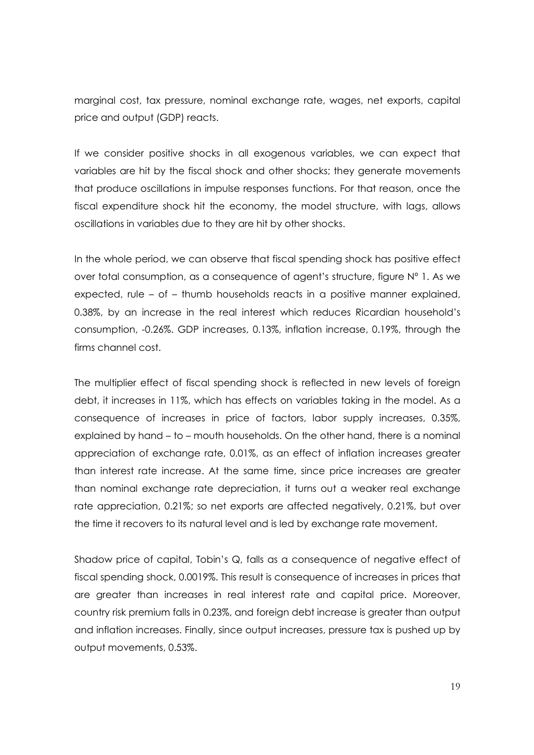marginal cost, tax pressure, nominal exchange rate, wages, net exports, capital price and output (GDP) reacts.

If we consider positive shocks in all exogenous variables, we can expect that variables are hit by the fiscal shock and other shocks; they generate movements that produce oscillations in impulse responses functions. For that reason, once the fiscal expenditure shock hit the economy, the model structure, with lags, allows oscillations in variables due to they are hit by other shocks.

In the whole period, we can observe that fiscal spending shock has positive effect over total consumption, as a consequence of agent's structure, figure N° 1. As we expected, rule – of – thumb households reacts in a positive manner explained, 0.38%, by an increase in the real interest which reduces Ricardian household's consumption, -0.26%. GDP increases, 0.13%, inflation increase, 0.19%, through the firms channel cost.

The multiplier effect of fiscal spending shock is reflected in new levels of foreign debt, it increases in 11%, which has effects on variables taking in the model. As a consequence of increases in price of factors, labor supply increases, 0.35%, explained by hand – to – mouth households. On the other hand, there is a nominal appreciation of exchange rate, 0.01%, as an effect of inflation increases greater than interest rate increase. At the same time, since price increases are greater than nominal exchange rate depreciation, it turns out a weaker real exchange rate appreciation, 0.21%; so net exports are affected negatively, 0.21%, but over the time it recovers to its natural level and is led by exchange rate movement.

Shadow price of capital, Tobin's Q, falls as a consequence of negative effect of fiscal spending shock, 0.0019%. This result is consequence of increases in prices that are greater than increases in real interest rate and capital price. Moreover, country risk premium falls in 0.23%, and foreign debt increase is greater than output and inflation increases. Finally, since output increases, pressure tax is pushed up by output movements, 0.53%.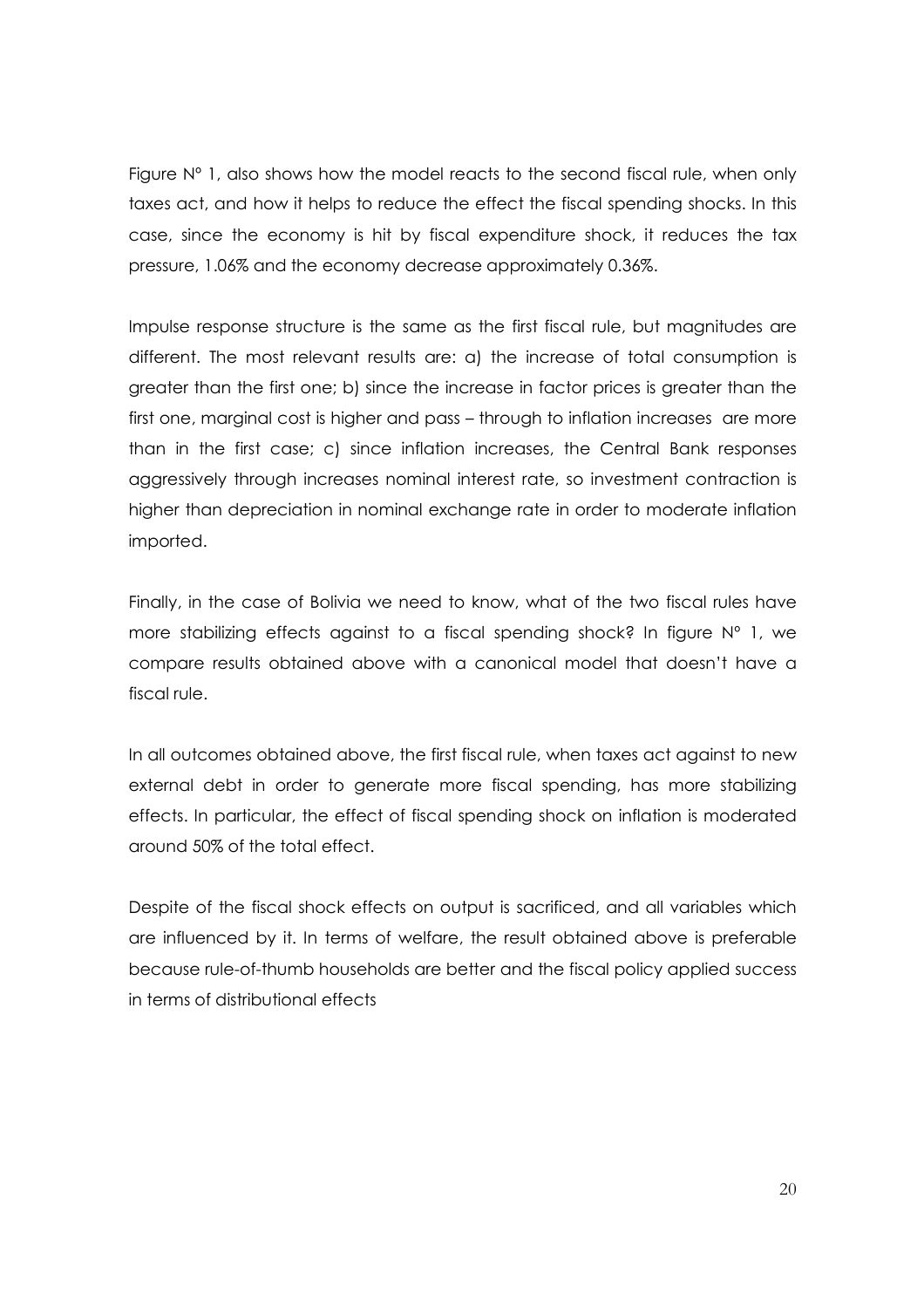Figure Nº 1, also shows how the model reacts to the second fiscal rule, when only taxes act, and how it helps to reduce the effect the fiscal spending shocks. In this case, since the economy is hit by fiscal expenditure shock, it reduces the tax pressure, 1.06% and the economy decrease approximately 0.36%.

Impulse response structure is the same as the first fiscal rule, but magnitudes are different. The most relevant results are: a) the increase of total consumption is greater than the first one; b) since the increase in factor prices is greater than the first one, marginal cost is higher and pass – through to inflation increases are more than in the first case; c) since inflation increases, the Central Bank responses aggressively through increases nominal interest rate, so investment contraction is higher than depreciation in nominal exchange rate in order to moderate inflation imported.

Finally, in the case of Bolivia we need to know, what of the two fiscal rules have more stabilizing effects against to a fiscal spending shock? In figure Nº 1, we compare results obtained above with a canonical model that doesn't have a fiscal rule.

In all outcomes obtained above, the first fiscal rule, when taxes act against to new external debt in order to generate more fiscal spending, has more stabilizing effects. In particular, the effect of fiscal spending shock on inflation is moderated around 50% of the total effect.

Despite of the fiscal shock effects on output is sacrificed, and all variables which are influenced by it. In terms of welfare, the result obtained above is preferable because rule-of-thumb households are better and the fiscal policy applied success in terms of distributional effects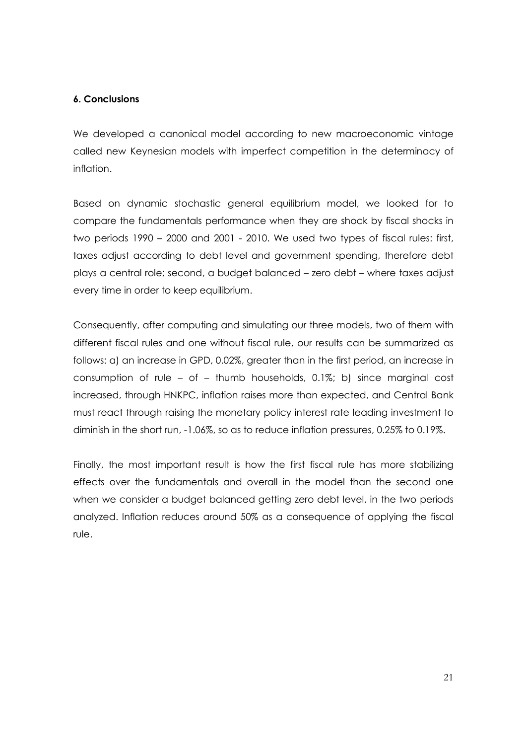### 6. Conclusions

We developed a canonical model according to new macroeconomic vintage called new Keynesian models with imperfect competition in the determinacy of inflation.

Based on dynamic stochastic general equilibrium model, we looked for to compare the fundamentals performance when they are shock by fiscal shocks in two periods 1990 – 2000 and 2001 - 2010. We used two types of fiscal rules: first, taxes adjust according to debt level and government spending, therefore debt plays a central role; second, a budget balanced – zero debt – where taxes adjust every time in order to keep equilibrium.

Consequently, after computing and simulating our three models, two of them with different fiscal rules and one without fiscal rule, our results can be summarized as follows: a) an increase in GPD, 0.02%, greater than in the first period, an increase in consumption of rule – of – thumb households, 0.1%; b) since marginal cost increased, through HNKPC, inflation raises more than expected, and Central Bank must react through raising the monetary policy interest rate leading investment to diminish in the short run, -1.06%, so as to reduce inflation pressures, 0.25% to 0.19%.

Finally, the most important result is how the first fiscal rule has more stabilizing effects over the fundamentals and overall in the model than the second one when we consider a budget balanced getting zero debt level, in the two periods analyzed. Inflation reduces around 50% as a consequence of applying the fiscal rule.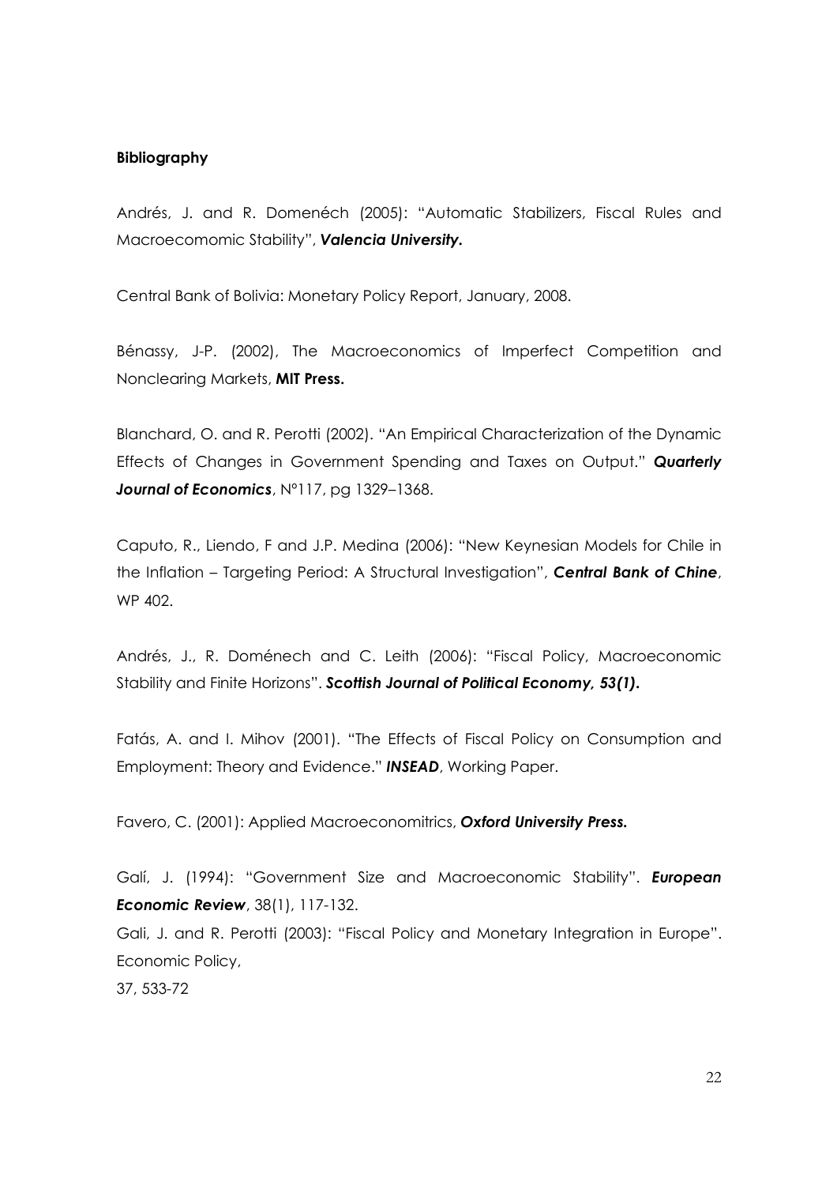**Bibliography**

Andrés, J. and R. Domenéch (2005): "Automatic Stabilizers, Fiscal Rules and Macroecomomic Stability", ***Valencia University.***

Central Bank of Bolivia: Monetary Policy Report, January, 2008.

Bénassy, J-P. (2002), The Macroeconomics of Imperfect Competition and Nonclearing Markets, **MIT Press.**

Blanchard, O. and R. Perotti (2002). "An Empirical Characterization of the Dynamic Effects of Changes in Government Spending and Taxes on Output." ***Quarterly Journal of Economics***, N°117, pg 1329–1368.

Caputo, R., Liendo, F and J.P. Medina (2006): "New Keynesian Models for Chile in the Inflation – Targeting Period: A Structural Investigation", ***Central Bank of Chine***, WP 402.

Andrés, J., R. Doménech and C. Leith (2006): "Fiscal Policy, Macroeconomic Stability and Finite Horizons". ***Scottish Journal of Political Economy, 53(1).***

Fatás, A. and I. Mihov (2001). "The Effects of Fiscal Policy on Consumption and Employment: Theory and Evidence." ***INSEAD***, Working Paper.

Favero, C. (2001): Applied Macroeconomitrics, ***Oxford University Press.***

Galí, J. (1994): "Government Size and Macroeconomic Stability". ***European Economic Review***, 38(1), 117-132.

Gali, J. and R. Perotti (2003): "Fiscal Policy and Monetary Integration in Europe". Economic Policy,
37, 533-72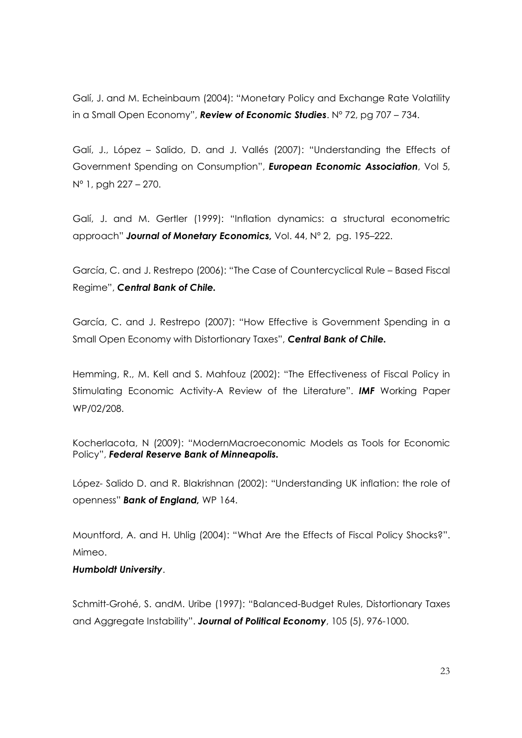Galí, J. and M. Echeinbaum (2004): "Monetary Policy and Exchange Rate Volatility in a Small Open Economy", ***Review of Economic Studies***. Nº 72, pg 707 – 734.

Galí, J., López – Salido, D. and J. Vallés (2007): "Understanding the Effects of Government Spending on Consumption", ***European Economic Association***, Vol 5, Nº 1, pgh 227 – 270.

Galí, J. and M. Gertler (1999): "Inflation dynamics: a structural econometric approach" ***Journal of Monetary Economics,*** Vol. 44, Nº 2, pg. 195–222.

García, C. and J. Restrepo (2006): "The Case of Countercyclical Rule – Based Fiscal Regime", ***Central Bank of Chile.***

García, C. and J. Restrepo (2007): "How Effective is Government Spending in a Small Open Economy with Distortionary Taxes", ***Central Bank of Chile.***

Hemming, R., M. Kell and S. Mahfouz (2002): "The Effectiveness of Fiscal Policy in Stimulating Economic Activity-A Review of the Literature". ***IMF*** Working Paper WP/02/208.

Kocherlacota, N (2009): "ModernMacroeconomic Models as Tools for Economic Policy", ***Federal Reserve Bank of Minneapolis.***

López- Salido D. and R. Blakrishnan (2002): "Understanding UK inflation: the role of openness" ***Bank of England,*** WP 164.

Mountford, A. and H. Uhlig (2004): "What Are the Effects of Fiscal Policy Shocks?". Mimeo.

***Humboldt University***.

Schmitt-Grohé, S. andM. Uribe (1997): "Balanced-Budget Rules, Distortionary Taxes and Aggregate Instability". ***Journal of Political Economy***, 105 (5), 976-1000.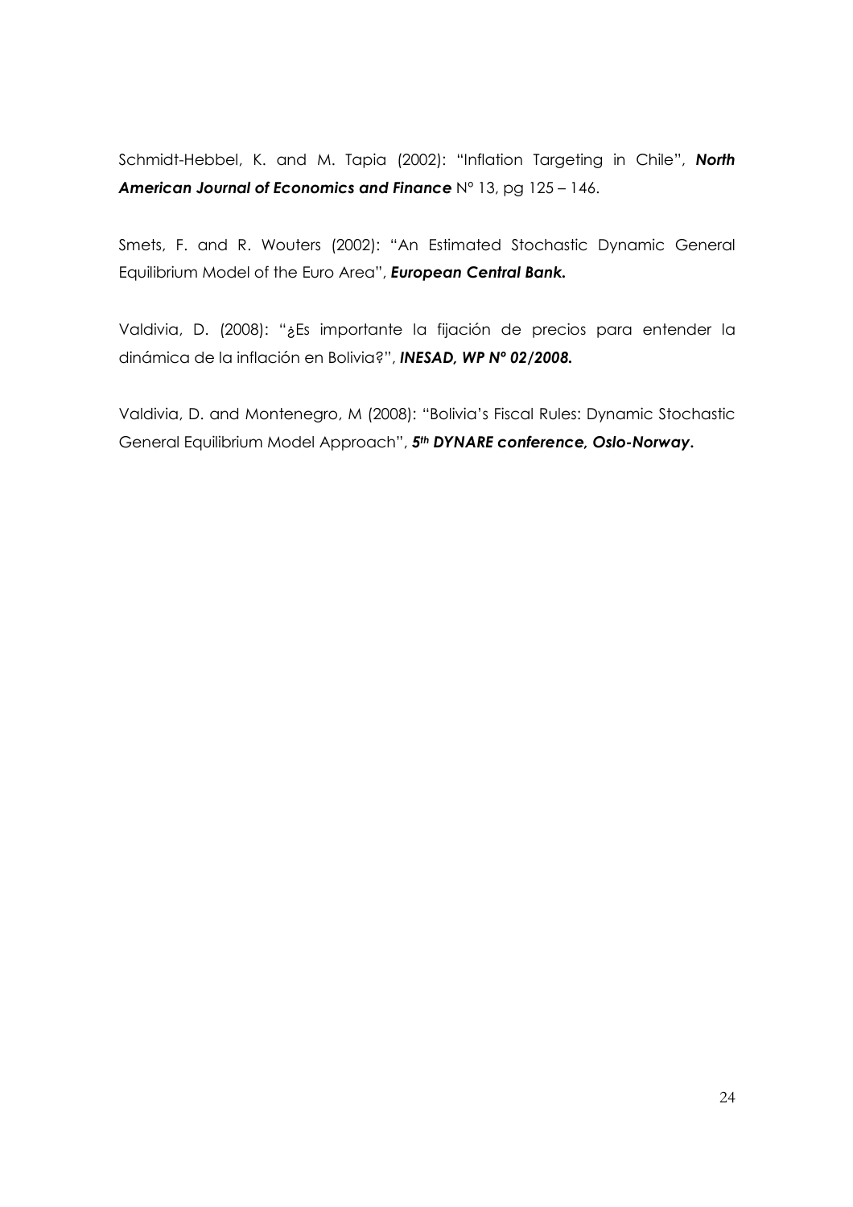Schmidt-Hebbel, K. and M. Tapia (2002): "Inflation Targeting in Chile", ***North American Journal of Economics and Finance*** N° 13, pg 125 – 146.

Smets, F. and R. Wouters (2002): "An Estimated Stochastic Dynamic General Equilibrium Model of the Euro Area", ***European Central Bank.***

Valdivia, D. (2008): "¿Es importante la fijación de precios para entender la dinámica de la inflación en Bolivia?", ***INESAD, WP Nº 02/2008.***

Valdivia, D. and Montenegro, M (2008): "Bolivia's Fiscal Rules: Dynamic Stochastic General Equilibrium Model Approach", ***5th DYNARE conference, Oslo-Norway.***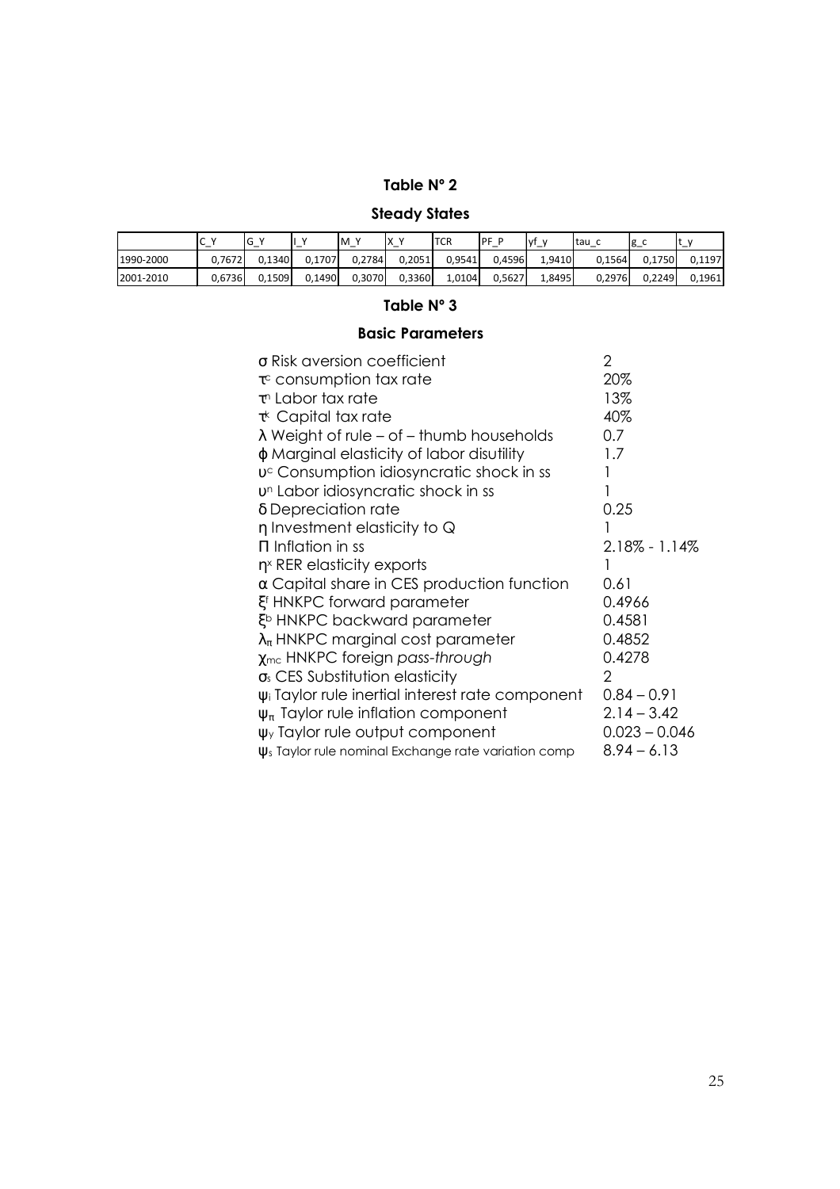**Table N° 2**

**Steady States**

| | C_Y | G_Y | I_Y | M_Y | X_Y | TCR | PF_P | yf_y | tau_c | g_c | t_y |
|---|---|---|---|---|---|---|---|---|---|---|---|
| 1990-2000 | 0,7672 | 0,1340 | 0,1707 | 0,2784 | 0,2051 | 0,9541 | 0,4596 | 1,9410 | 0,1564 | 0,1750 | 0,1197 |
| 2001-2010 | 0,6736 | 0,1509 | 0,1490 | 0,3070 | 0,3360 | 1,0104 | 0,5627 | 1,8495 | 0,2976 | 0,2249 | 0,1961 |

**Table N° 3**

**Basic Parameters**

| Parameter | Value |
|---|---|
| $\sigma$ Risk aversion coefficient | 2 |
| $\tau^c$ consumption tax rate | 20% |
| $\tau^n$ Labor tax rate | 13% |
| $\tau^k$ Capital tax rate | 40% |
| $\lambda$ Weight of rule – of – thumb households | 0.7 |
| $\phi$ Marginal elasticity of labor disutility | 1.7 |
| $\upsilon^c$ Consumption idiosyncratic shock in ss | 1 |
| $\upsilon^n$ Labor idiosyncratic shock in ss | 1 |
| $\delta$ Depreciation rate | 0.25 |
| $\eta$ Investment elasticity to Q | 1 |
| $\Pi$ Inflation in ss | 2.18% - 1.14% |
| $\eta^x$ RER elasticity exports | 1 |
| $\alpha$ Capital share in CES production function | 0.61 |
| $\xi^f$ HNKPC forward parameter | 0.4966 |
| $\xi^b$ HNKPC backward parameter | 0.4581 |
| $\lambda_\pi$ HNKPC marginal cost parameter | 0.4852 |
| $\chi_{mc}$ HNKPC foreign *pass-through* | 0.4278 |
| $\sigma_s$ CES Substitution elasticity | 2 |
| $\psi_i$ Taylor rule inertial interest rate component | 0.84 – 0.91 |
| $\psi_\pi$ Taylor rule inflation component | 2.14 – 3.42 |
| $\psi_y$ Taylor rule output component | 0.023 – 0.046 |
| $\psi_s$ Taylor rule nominal Exchange rate variation comp | 8.94 – 6.13 |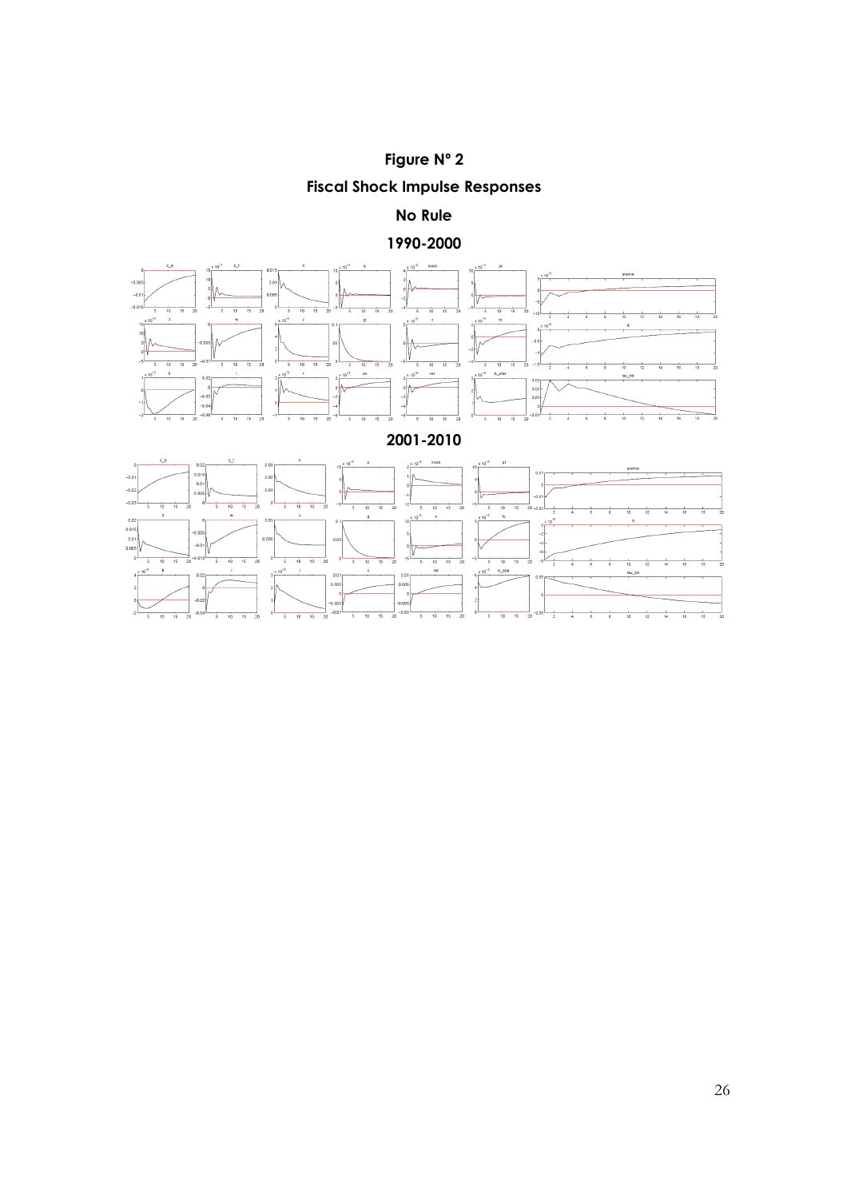**Figure N° 2**

**Fiscal Shock Impulse Responses**

**No Rule**

**1990-2000**

**2001-2010**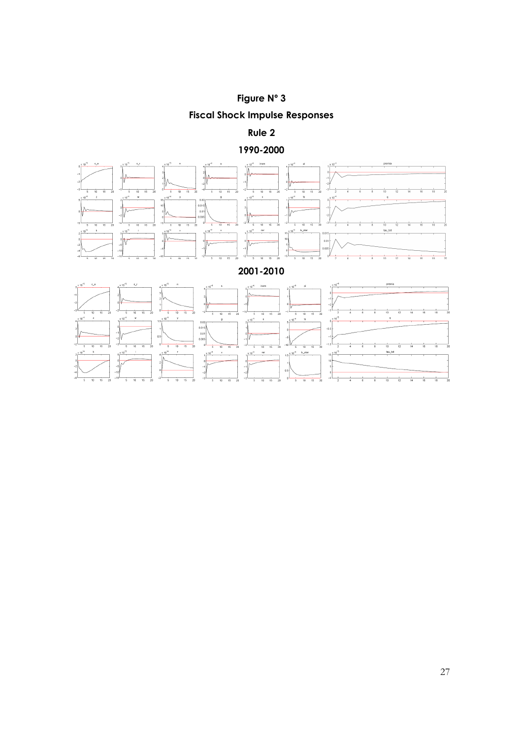**Figure N° 3**

**Fiscal Shock Impulse Responses**

**Rule 2**

**1990-2000**

**2001-2010**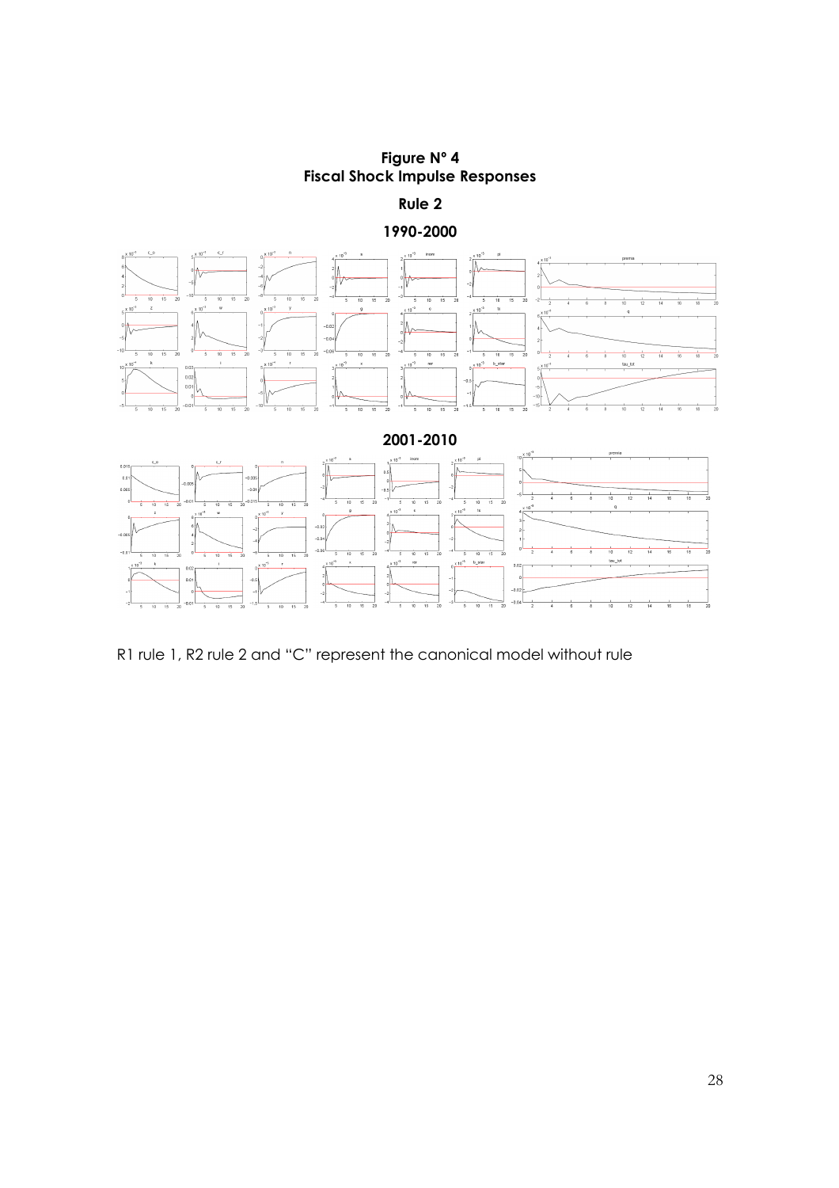**Figure N° 4**
**Fiscal Shock Impulse Responses**

**Rule 2**

**1990-2000**

**2001-2010**

R1 rule 1, R2 rule 2 and "C" represent the canonical model without rule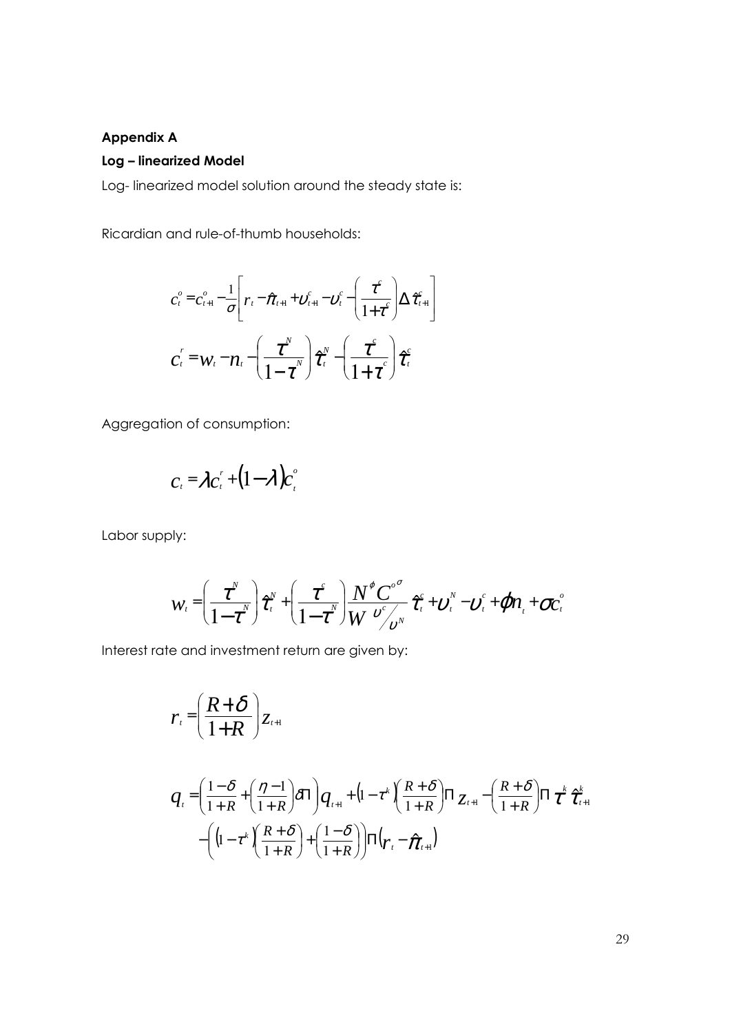**Appendix A**

**Log – linearized Model**

Log- linearized model solution around the steady state is:

Ricardian and rule-of-thumb households:

$$c_t^o = c_{t+1}^o - \frac{1}{\sigma}\left[ r_t - \hat{\pi}_{t+1} + \upsilon_{t+1}^c - \upsilon_t^c - \left(\frac{\tau^c}{1+\tau^c}\right)\Delta \hat{\tau}_{t+1}^c \right]$$

$$c_t^r = w_t - n_t - \left(\frac{\tau^N}{1-\tau^N}\right)\hat{\tau}_t^N - \left(\frac{\tau^c}{1+\tau^c}\right)\hat{\tau}_t^c$$

Aggregation of consumption:

$$c_t = \lambda c_t^r + (1-\lambda)c_t^o$$

Labor supply:

$$w_t = \left(\frac{\tau^N}{1-\tau^N}\right)\hat{\tau}_t^N + \left(\frac{\tau^c}{1-\tau^N}\right)\frac{N^\phi C^{o^\sigma}}{W \; \upsilon^c/\upsilon^N}\hat{\tau}_t^c + \upsilon_t^N - \upsilon_t^c + \phi n_t + \sigma c_t^o$$

Interest rate and investment return are given by:

$$r_t = \left(\frac{R+\delta}{1+R}\right) z_{t+1}$$

$$q_t = \left(\frac{1-\delta}{1+R} + \left(\frac{\eta - 1}{1+R}\right)\delta\Pi\right) q_{t+1} + \left(1-\tau^k\right)\left(\frac{R+\delta}{1+R}\right)\Pi \, z_{t+1} - \left(\frac{R+\delta}{1+R}\right)\Pi \, \tau^k \hat{\tau}_{t+1}^k$$
$$-\left(\left(1-\tau^k\right)\left(\frac{R+\delta}{1+R}\right) + \left(\frac{1-\delta}{1+R}\right)\right)\Pi\left(r_t - \hat{\pi}_{t+1}\right)$$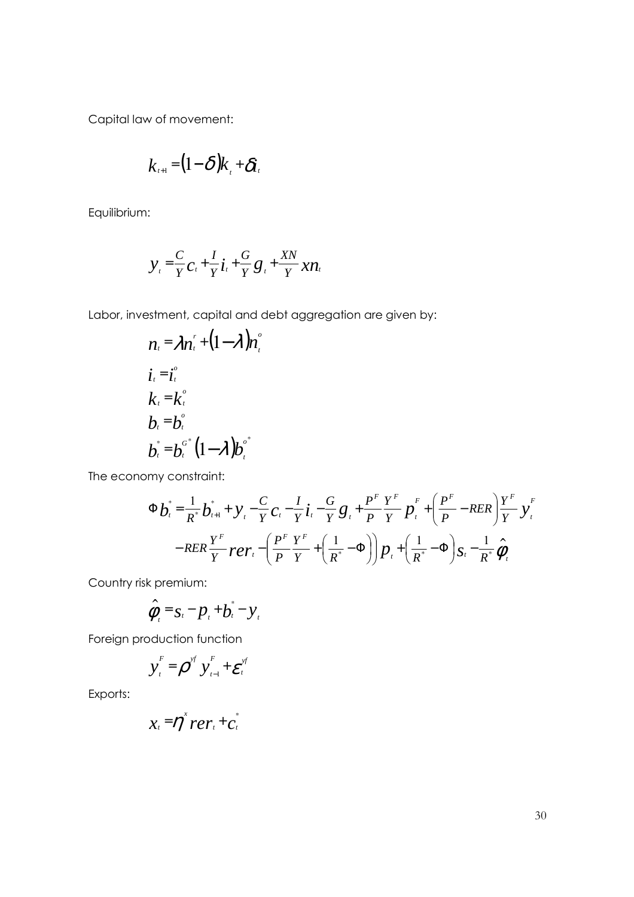Capital law of movement:

$$k_{t+1} = (1-\delta)k_t + \delta i_t$$

Equilibrium:

$$y_t = \frac{C}{Y}c_t + \frac{I}{Y}i_t + \frac{G}{Y}g_t + \frac{XN}{Y}xn_t$$

Labor, investment, capital and debt aggregation are given by:

$$\begin{aligned}
n_t &= \lambda n_t^r + (1-\lambda)n_t^o \\
i_t &= i_t^o \\
k_t &= k_t^o \\
b_t &= b_t^o \\
b_t^* &= b_t^{G^*}(1-\lambda)b_t^{o^*}
\end{aligned}$$

The economy constraint:

$$\begin{aligned}
\Phi b_t^* = & \frac{1}{R^*}b_{t+1}^* + y_t - \frac{C}{Y}c_t - \frac{I}{Y}i_t - \frac{G}{Y}g_t + \frac{P^F}{P}\frac{Y^F}{Y}p_t^F + \left(\frac{P^F}{P} - RER\right)\frac{Y^F}{Y}y_t^F \\
& - RER\frac{Y^F}{Y}rer_t - \left(\frac{P^F}{P}\frac{Y^F}{Y} + \left(\frac{1}{R^*} - \Phi\right)\right)p_t + \left(\frac{1}{R^*} - \Phi\right)s_t - \frac{1}{R^*}\hat{\varphi}_t
\end{aligned}$$

Country risk premium:

$$\hat{\varphi}_t = s_t - p_t + b_t^* - y_t$$

Foreign production function

$$y_t^F = \rho^{yf} y_{t-1}^F + \varepsilon_t^{yf}$$

Exports:

$$x_t = \eta^x rer_t + c_t^*$$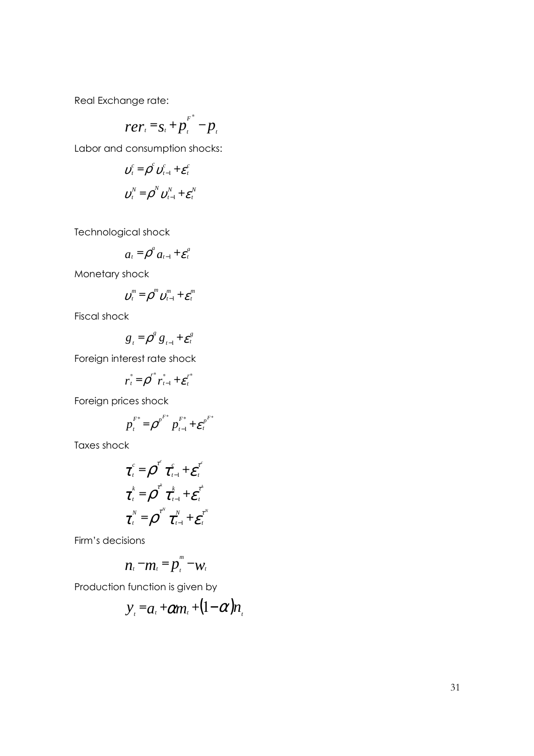Real Exchange rate:

$$rer_t = s_t + p_t^{F^*} - p_t$$

Labor and consumption shocks:

$$\upsilon_t^c = \rho^c \upsilon_{t-1}^c + \varepsilon_t^c$$

$$\upsilon_t^N = \rho^N \upsilon_{t-1}^N + \varepsilon_t^N$$

Technological shock

$$a_t = \rho^a a_{t-1} + \varepsilon_t^a$$

Monetary shock

$$\upsilon_t^m = \rho^m \upsilon_{t-1}^m + \varepsilon_t^m$$

Fiscal shock

$$g_t = \rho^g g_{t-1} + \varepsilon_t^g$$

Foreign interest rate shock

$$r_t^* = \rho^{r^*} r_{t-1}^* + \varepsilon_t^{r^*}$$

Foreign prices shock

$$p_t^{F^*} = \rho^{p^{F^*}} p_{t-1}^{F^*} + \varepsilon_t^{p^{F^*}}$$

Taxes shock

$$\tau_t^c = \rho^{\tau^c} \tau_{t-1}^c + \varepsilon_t^{\tau^c}$$

$$\tau_t^k = \rho^{\tau^k} \tau_{t-1}^k + \varepsilon_t^{\tau^k}$$

$$\tau_t^N = \rho^{\tau^N} \tau_{t-1}^N + \varepsilon_t^{\tau^N}$$

Firm's decisions

$$n_t - m_t = p_t^m - w_t$$

Production function is given by

$$y_t = a_t + \alpha m_t + (1-\alpha) n_t$$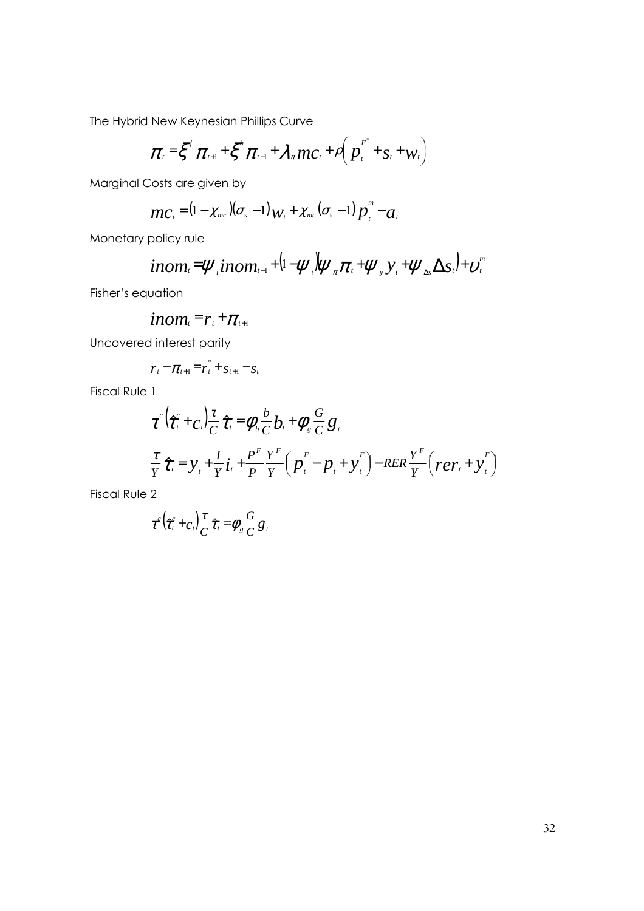The Hybrid New Keynesian Phillips Curve

$$\pi_t = \xi^f \pi_{t+1} + \xi^b \pi_{t-1} + \lambda_\pi mc_t + \rho\left(p_t^{F^*} + s_t + w_t\right)$$

Marginal Costs are given by

$$mc_t = (1-\chi_{mc})(\sigma_s - 1)w_t + \chi_{mc}(\sigma_s - 1)p_t^m - a_t$$

Monetary policy rule

$$inom_t = \psi_i inom_{t-1} + (1-\psi_i)(\psi_\pi \pi_t + \psi_y y_t + \psi_{\Delta s}\Delta s_t) + \upsilon_t^m$$

Fisher's equation

$$inom_t = r_t + \pi_{t+1}$$

Uncovered interest parity

$$r_t - \pi_{t+1} = r_t^* + s_{t+1} - s_t$$

Fiscal Rule 1

$$\tau^c\left(\hat{\tau}_t^c + c_t\right)\frac{\tau}{C}\hat{\tau}_t = \phi_b \frac{b}{C} b_t + \phi_g \frac{G}{C} g_t$$

$$\frac{\tau}{Y}\hat{\tau}_t = y_t + \frac{I}{Y} i_t + \frac{P^F}{P}\frac{Y^F}{Y}\left(p_t^F - p_t + y_t^F\right) - RER\frac{Y^F}{Y}\left(rer_t + y_t^F\right)$$

Fiscal Rule 2

$$\tau^c\left(\hat{\tau}_t^c + c_t\right)\frac{\tau}{C}\hat{\tau}_t = \phi_g \frac{G}{C} g_t$$